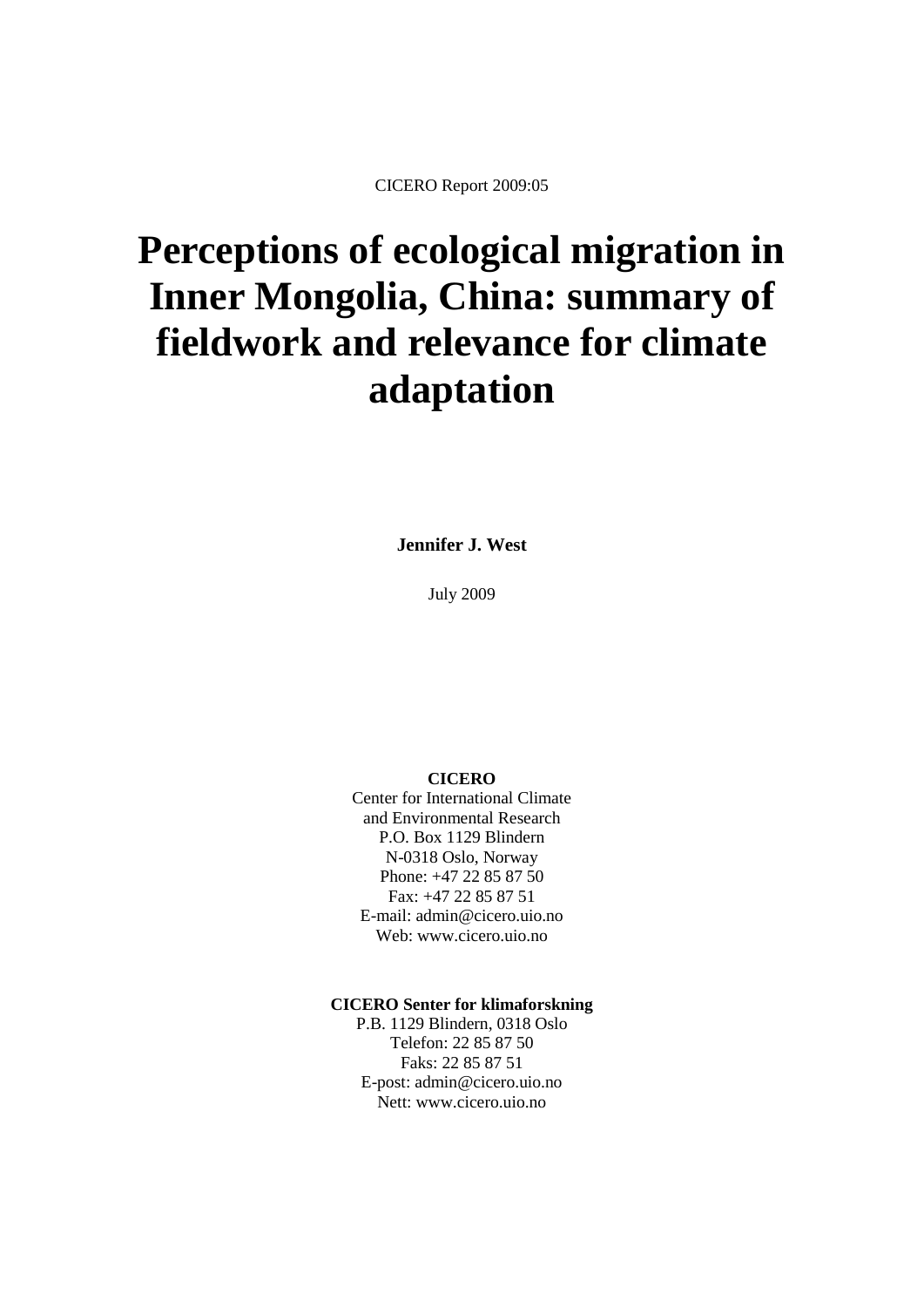CICERO Report 2009:05

# Perceptions of ecological migration in Inner Mongolia, China: summary of fieldwork and relevance for climate adaptation

**Jennifer J. West**

July 2009

**CICERO**
Center for International Climate
and Environmental Research
P.O. Box 1129 Blindern
N-0318 Oslo, Norway
Phone: +47 22 85 87 50
Fax: +47 22 85 87 51
E-mail: admin@cicero.uio.no
Web: www.cicero.uio.no

**CICERO Senter for klimaforskning**
P.B. 1129 Blindern, 0318 Oslo
Telefon: 22 85 87 50
Faks: 22 85 87 51
E-post: admin@cicero.uio.no
Nett: www.cicero.uio.no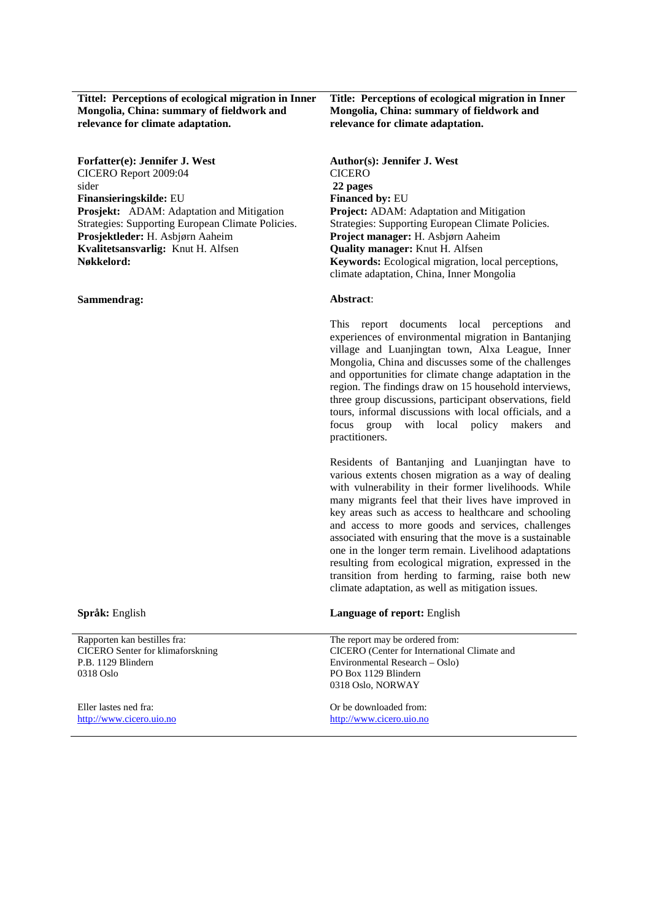**Tittel: Perceptions of ecological migration in Inner Mongolia, China: summary of fieldwork and relevance for climate adaptation.**

**Forfatter(e): Jennifer J. West**
CICERO Report 2009:04
sider
**Finansieringskilde:** EU
**Prosjekt:** ADAM: Adaptation and Mitigation Strategies: Supporting European Climate Policies.
**Prosjektleder:** H. Asbjørn Aaheim
**Kvalitetsansvarlig:** Knut H. Alfsen
**Nøkkelord:**

**Sammendrag:**

**Språk:** English

Rapporten kan bestilles fra:
CICERO Senter for klimaforskning
P.B. 1129 Blindern
0318 Oslo

Eller lastes ned fra:
http://www.cicero.uio.no

**Title: Perceptions of ecological migration in Inner Mongolia, China: summary of fieldwork and relevance for climate adaptation.**

**Author(s): Jennifer J. West**
CICERO
**22 pages**
**Financed by:** EU
**Project:** ADAM: Adaptation and Mitigation Strategies: Supporting European Climate Policies.
**Project manager:** H. Asbjørn Aaheim
**Quality manager:** Knut H. Alfsen
**Keywords:** Ecological migration, local perceptions, climate adaptation, China, Inner Mongolia

**Abstract**:

This report documents local perceptions and experiences of environmental migration in Bantanjing village and Luanjingtan town, Alxa League, Inner Mongolia, China and discusses some of the challenges and opportunities for climate change adaptation in the region. The findings draw on 15 household interviews, three group discussions, participant observations, field tours, informal discussions with local officials, and a focus group with local policy makers and practitioners.

Residents of Bantanjing and Luanjingtan have to various extents chosen migration as a way of dealing with vulnerability in their former livelihoods. While many migrants feel that their lives have improved in key areas such as access to healthcare and schooling and access to more goods and services, challenges associated with ensuring that the move is a sustainable one in the longer term remain. Livelihood adaptations resulting from ecological migration, expressed in the transition from herding to farming, raise both new climate adaptation, as well as mitigation issues.

**Language of report:** English

The report may be ordered from:
CICERO (Center for International Climate and Environmental Research – Oslo)
PO Box 1129 Blindern
0318 Oslo, NORWAY

Or be downloaded from:
http://www.cicero.uio.no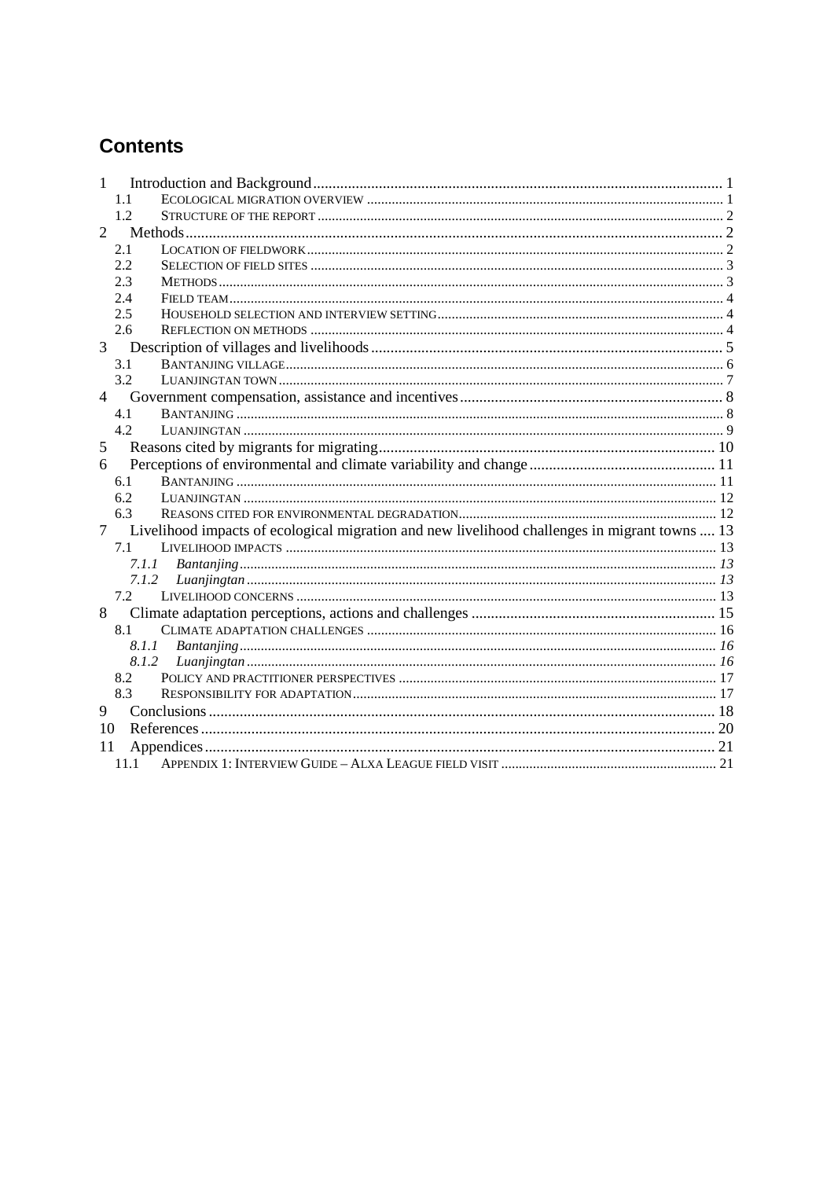# Contents

1 Introduction and Background ..... 1
  1.1 Ecological migration overview ..... 1
  1.2 Structure of the report ..... 2
2 Methods ..... 2
  2.1 Location of fieldwork ..... 2
  2.2 Selection of field sites ..... 3
  2.3 Methods ..... 3
  2.4 Field team ..... 4
  2.5 Household selection and interview setting ..... 4
  2.6 Reflection on methods ..... 4
3 Description of villages and livelihoods ..... 5
  3.1 Bantanjing village ..... 6
  3.2 Luanjingtan town ..... 7
4 Government compensation, assistance and incentives ..... 8
  4.1 Bantanjing ..... 8
  4.2 Luanjingtan ..... 9
5 Reasons cited by migrants for migrating ..... 10
6 Perceptions of environmental and climate variability and change ..... 11
  6.1 Bantanjing ..... 11
  6.2 Luanjingtan ..... 12
  6.3 Reasons cited for environmental degradation ..... 12
7 Livelihood impacts of ecological migration and new livelihood challenges in migrant towns ..... 13
  7.1 Livelihood impacts ..... 13
    *7.1.1 Bantanjing ..... 13*
    *7.1.2 Luanjingtan ..... 13*
  7.2 Livelihood concerns ..... 13
8 Climate adaptation perceptions, actions and challenges ..... 15
  8.1 Climate adaptation challenges ..... 16
    *8.1.1 Bantanjing ..... 16*
    *8.1.2 Luanjingtan ..... 16*
  8.2 Policy and practitioner perspectives ..... 17
  8.3 Responsibility for adaptation ..... 17
9 Conclusions ..... 18
10 References ..... 20
11 Appendices ..... 21
  11.1 Appendix 1: Interview Guide – Alxa League field visit ..... 21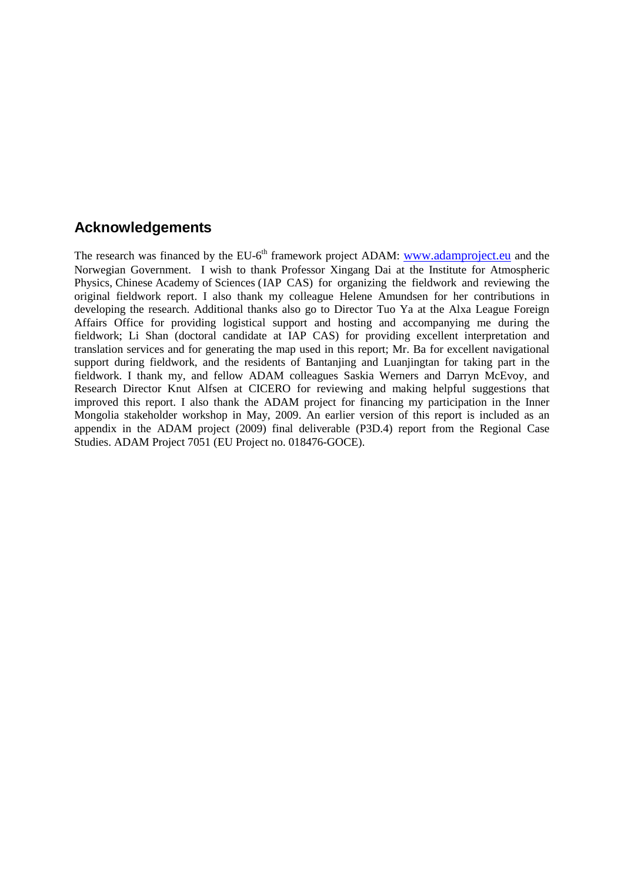## Acknowledgements

The research was financed by the EU-6th framework project ADAM: www.adamproject.eu and the Norwegian Government. I wish to thank Professor Xingang Dai at the Institute for Atmospheric Physics, Chinese Academy of Sciences (IAP CAS) for organizing the fieldwork and reviewing the original fieldwork report. I also thank my colleague Helene Amundsen for her contributions in developing the research. Additional thanks also go to Director Tuo Ya at the Alxa League Foreign Affairs Office for providing logistical support and hosting and accompanying me during the fieldwork; Li Shan (doctoral candidate at IAP CAS) for providing excellent interpretation and translation services and for generating the map used in this report; Mr. Ba for excellent navigational support during fieldwork, and the residents of Bantanjing and Luanjingtan for taking part in the fieldwork. I thank my, and fellow ADAM colleagues Saskia Werners and Darryn McEvoy, and Research Director Knut Alfsen at CICERO for reviewing and making helpful suggestions that improved this report. I also thank the ADAM project for financing my participation in the Inner Mongolia stakeholder workshop in May, 2009. An earlier version of this report is included as an appendix in the ADAM project (2009) final deliverable (P3D.4) report from the Regional Case Studies. ADAM Project 7051 (EU Project no. 018476-GOCE).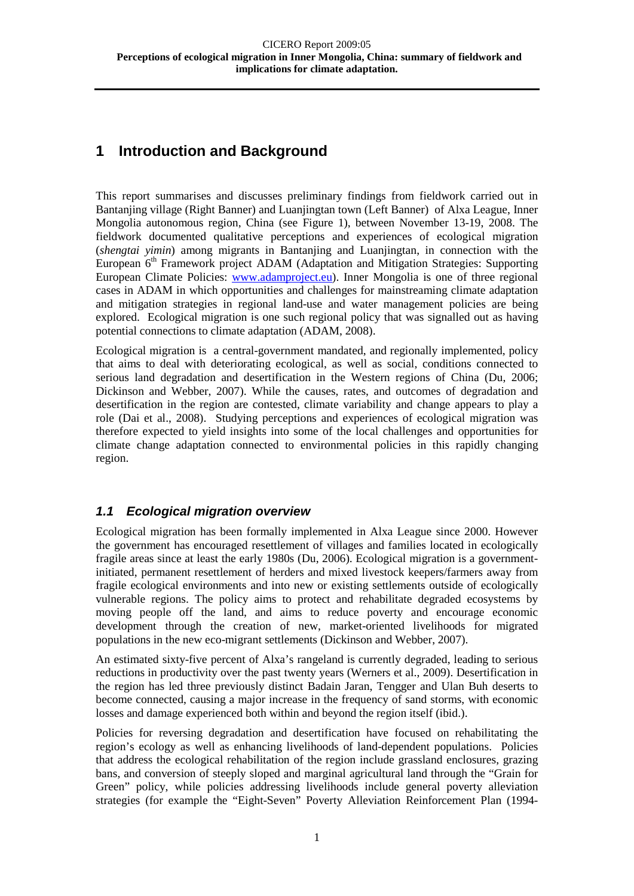# 1 Introduction and Background

This report summarises and discusses preliminary findings from fieldwork carried out in Bantanjing village (Right Banner) and Luanjingtan town (Left Banner) of Alxa League, Inner Mongolia autonomous region, China (see Figure 1), between November 13-19, 2008. The fieldwork documented qualitative perceptions and experiences of ecological migration (*shengtai yimin*) among migrants in Bantanjing and Luanjingtan, in connection with the European 6[th] Framework project ADAM (Adaptation and Mitigation Strategies: Supporting European Climate Policies: www.adamproject.eu). Inner Mongolia is one of three regional cases in ADAM in which opportunities and challenges for mainstreaming climate adaptation and mitigation strategies in regional land-use and water management policies are being explored. Ecological migration is one such regional policy that was signalled out as having potential connections to climate adaptation (ADAM, 2008).

Ecological migration is a central-government mandated, and regionally implemented, policy that aims to deal with deteriorating ecological, as well as social, conditions connected to serious land degradation and desertification in the Western regions of China (Du, 2006; Dickinson and Webber, 2007). While the causes, rates, and outcomes of degradation and desertification in the region are contested, climate variability and change appears to play a role (Dai et al., 2008). Studying perceptions and experiences of ecological migration was therefore expected to yield insights into some of the local challenges and opportunities for climate change adaptation connected to environmental policies in this rapidly changing region.

## *1.1 Ecological migration overview*

Ecological migration has been formally implemented in Alxa League since 2000. However the government has encouraged resettlement of villages and families located in ecologically fragile areas since at least the early 1980s (Du, 2006). Ecological migration is a government-initiated, permanent resettlement of herders and mixed livestock keepers/farmers away from fragile ecological environments and into new or existing settlements outside of ecologically vulnerable regions. The policy aims to protect and rehabilitate degraded ecosystems by moving people off the land, and aims to reduce poverty and encourage economic development through the creation of new, market-oriented livelihoods for migrated populations in the new eco-migrant settlements (Dickinson and Webber, 2007).

An estimated sixty-five percent of Alxa's rangeland is currently degraded, leading to serious reductions in productivity over the past twenty years (Werners et al., 2009). Desertification in the region has led three previously distinct Badain Jaran, Tengger and Ulan Buh deserts to become connected, causing a major increase in the frequency of sand storms, with economic losses and damage experienced both within and beyond the region itself (ibid.).

Policies for reversing degradation and desertification have focused on rehabilitating the region's ecology as well as enhancing livelihoods of land-dependent populations. Policies that address the ecological rehabilitation of the region include grassland enclosures, grazing bans, and conversion of steeply sloped and marginal agricultural land through the "Grain for Green" policy, while policies addressing livelihoods include general poverty alleviation strategies (for example the "Eight-Seven" Poverty Alleviation Reinforcement Plan (1994-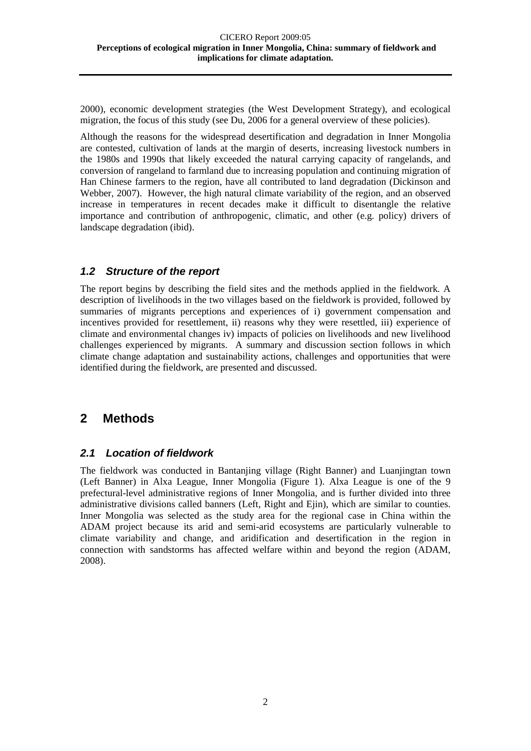2000), economic development strategies (the West Development Strategy), and ecological migration, the focus of this study (see Du, 2006 for a general overview of these policies).

Although the reasons for the widespread desertification and degradation in Inner Mongolia are contested, cultivation of lands at the margin of deserts, increasing livestock numbers in the 1980s and 1990s that likely exceeded the natural carrying capacity of rangelands, and conversion of rangeland to farmland due to increasing population and continuing migration of Han Chinese farmers to the region, have all contributed to land degradation (Dickinson and Webber, 2007). However, the high natural climate variability of the region, and an observed increase in temperatures in recent decades make it difficult to disentangle the relative importance and contribution of anthropogenic, climatic, and other (e.g. policy) drivers of landscape degradation (ibid).

### *1.2 Structure of the report*

The report begins by describing the field sites and the methods applied in the fieldwork. A description of livelihoods in the two villages based on the fieldwork is provided, followed by summaries of migrants perceptions and experiences of i) government compensation and incentives provided for resettlement, ii) reasons why they were resettled, iii) experience of climate and environmental changes iv) impacts of policies on livelihoods and new livelihood challenges experienced by migrants. A summary and discussion section follows in which climate change adaptation and sustainability actions, challenges and opportunities that were identified during the fieldwork, are presented and discussed.

## 2 Methods

### *2.1 Location of fieldwork*

The fieldwork was conducted in Bantanjing village (Right Banner) and Luanjingtan town (Left Banner) in Alxa League, Inner Mongolia (Figure 1). Alxa League is one of the 9 prefectural-level administrative regions of Inner Mongolia, and is further divided into three administrative divisions called banners (Left, Right and Ejin), which are similar to counties. Inner Mongolia was selected as the study area for the regional case in China within the ADAM project because its arid and semi-arid ecosystems are particularly vulnerable to climate variability and change, and aridification and desertification in the region in connection with sandstorms has affected welfare within and beyond the region (ADAM, 2008).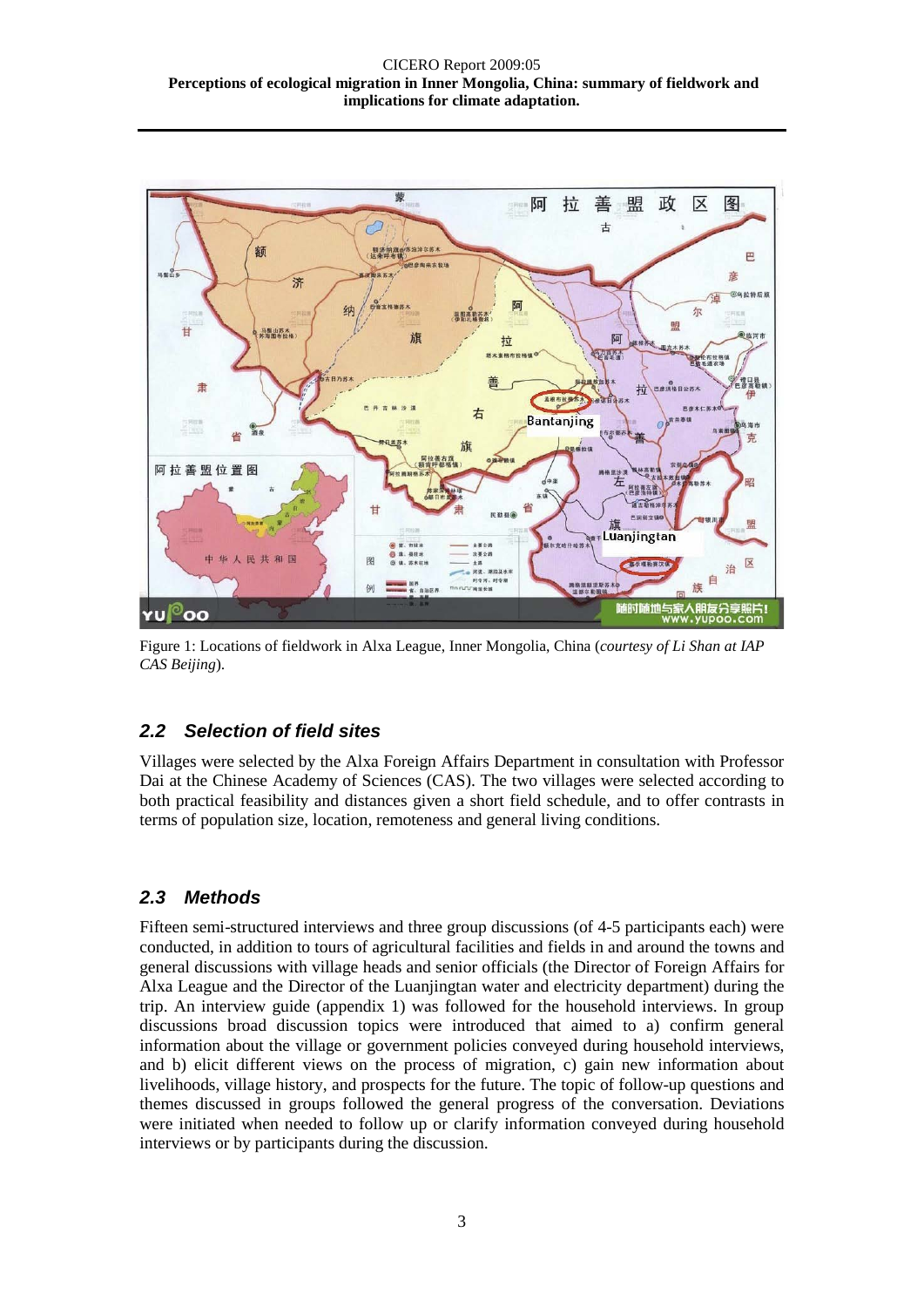Figure 1: Locations of fieldwork in Alxa League, Inner Mongolia, China (*courtesy of Li Shan at IAP CAS Beijing*).

## 2.2 Selection of field sites

Villages were selected by the Alxa Foreign Affairs Department in consultation with Professor Dai at the Chinese Academy of Sciences (CAS). The two villages were selected according to both practical feasibility and distances given a short field schedule, and to offer contrasts in terms of population size, location, remoteness and general living conditions.

## 2.3 Methods

Fifteen semi-structured interviews and three group discussions (of 4-5 participants each) were conducted, in addition to tours of agricultural facilities and fields in and around the towns and general discussions with village heads and senior officials (the Director of Foreign Affairs for Alxa League and the Director of the Luanjingtan water and electricity department) during the trip. An interview guide (appendix 1) was followed for the household interviews. In group discussions broad discussion topics were introduced that aimed to a) confirm general information about the village or government policies conveyed during household interviews, and b) elicit different views on the process of migration, c) gain new information about livelihoods, village history, and prospects for the future. The topic of follow-up questions and themes discussed in groups followed the general progress of the conversation. Deviations were initiated when needed to follow up or clarify information conveyed during household interviews or by participants during the discussion.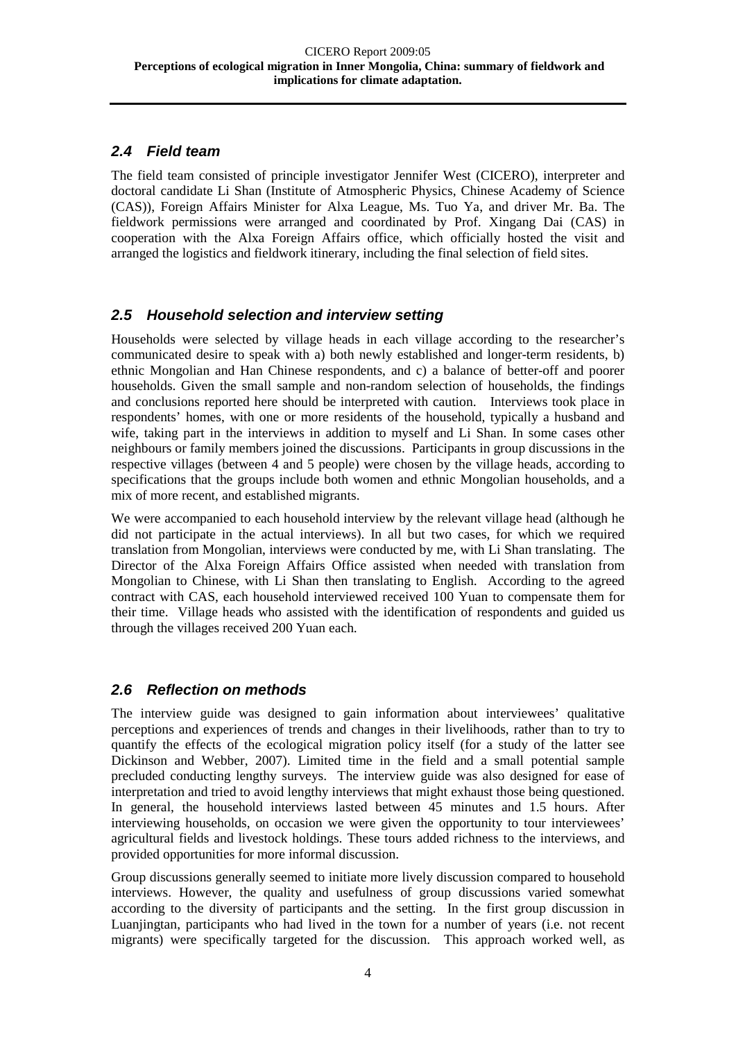## *2.4 Field team*

The field team consisted of principle investigator Jennifer West (CICERO), interpreter and doctoral candidate Li Shan (Institute of Atmospheric Physics, Chinese Academy of Science (CAS)), Foreign Affairs Minister for Alxa League, Ms. Tuo Ya, and driver Mr. Ba. The fieldwork permissions were arranged and coordinated by Prof. Xingang Dai (CAS) in cooperation with the Alxa Foreign Affairs office, which officially hosted the visit and arranged the logistics and fieldwork itinerary, including the final selection of field sites.

## *2.5 Household selection and interview setting*

Households were selected by village heads in each village according to the researcher's communicated desire to speak with a) both newly established and longer-term residents, b) ethnic Mongolian and Han Chinese respondents, and c) a balance of better-off and poorer households. Given the small sample and non-random selection of households, the findings and conclusions reported here should be interpreted with caution. Interviews took place in respondents' homes, with one or more residents of the household, typically a husband and wife, taking part in the interviews in addition to myself and Li Shan. In some cases other neighbours or family members joined the discussions. Participants in group discussions in the respective villages (between 4 and 5 people) were chosen by the village heads, according to specifications that the groups include both women and ethnic Mongolian households, and a mix of more recent, and established migrants.

We were accompanied to each household interview by the relevant village head (although he did not participate in the actual interviews). In all but two cases, for which we required translation from Mongolian, interviews were conducted by me, with Li Shan translating. The Director of the Alxa Foreign Affairs Office assisted when needed with translation from Mongolian to Chinese, with Li Shan then translating to English. According to the agreed contract with CAS, each household interviewed received 100 Yuan to compensate them for their time. Village heads who assisted with the identification of respondents and guided us through the villages received 200 Yuan each.

## *2.6 Reflection on methods*

The interview guide was designed to gain information about interviewees' qualitative perceptions and experiences of trends and changes in their livelihoods, rather than to try to quantify the effects of the ecological migration policy itself (for a study of the latter see Dickinson and Webber, 2007). Limited time in the field and a small potential sample precluded conducting lengthy surveys. The interview guide was also designed for ease of interpretation and tried to avoid lengthy interviews that might exhaust those being questioned. In general, the household interviews lasted between 45 minutes and 1.5 hours. After interviewing households, on occasion we were given the opportunity to tour interviewees' agricultural fields and livestock holdings. These tours added richness to the interviews, and provided opportunities for more informal discussion.

Group discussions generally seemed to initiate more lively discussion compared to household interviews. However, the quality and usefulness of group discussions varied somewhat according to the diversity of participants and the setting. In the first group discussion in Luanjingtan, participants who had lived in the town for a number of years (i.e. not recent migrants) were specifically targeted for the discussion. This approach worked well, as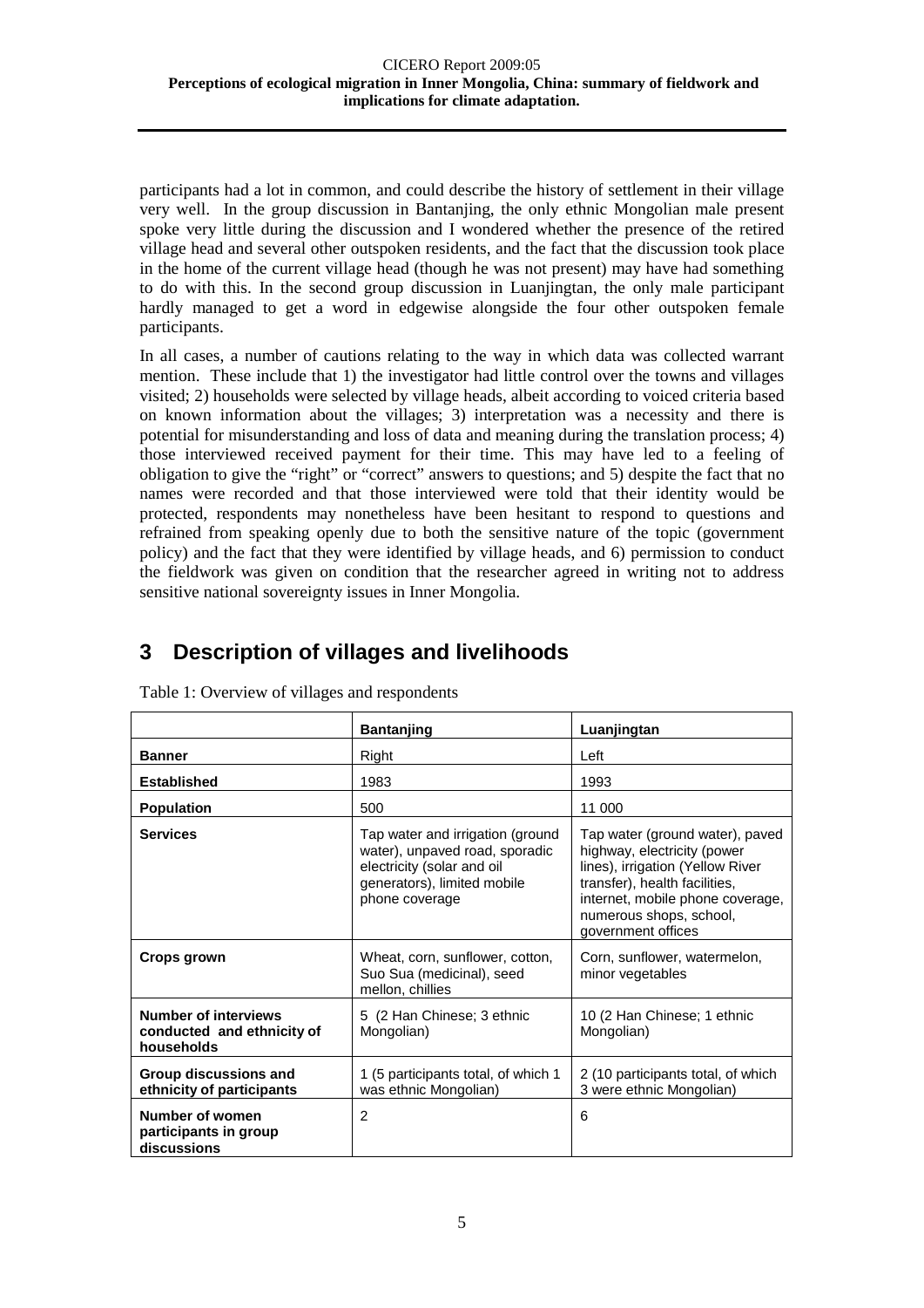participants had a lot in common, and could describe the history of settlement in their village very well. In the group discussion in Bantanjing, the only ethnic Mongolian male present spoke very little during the discussion and I wondered whether the presence of the retired village head and several other outspoken residents, and the fact that the discussion took place in the home of the current village head (though he was not present) may have had something to do with this. In the second group discussion in Luanjingtan, the only male participant hardly managed to get a word in edgewise alongside the four other outspoken female participants.

In all cases, a number of cautions relating to the way in which data was collected warrant mention. These include that 1) the investigator had little control over the towns and villages visited; 2) households were selected by village heads, albeit according to voiced criteria based on known information about the villages; 3) interpretation was a necessity and there is potential for misunderstanding and loss of data and meaning during the translation process; 4) those interviewed received payment for their time. This may have led to a feeling of obligation to give the "right" or "correct" answers to questions; and 5) despite the fact that no names were recorded and that those interviewed were told that their identity would be protected, respondents may nonetheless have been hesitant to respond to questions and refrained from speaking openly due to both the sensitive nature of the topic (government policy) and the fact that they were identified by village heads, and 6) permission to conduct the fieldwork was given on condition that the researcher agreed in writing not to address sensitive national sovereignty issues in Inner Mongolia.

# 3 Description of villages and livelihoods

Table 1: Overview of villages and respondents

| | **Bantanjing** | **Luanjingtan** |
|---|---|---|
| **Banner** | Right | Left |
| **Established** | 1983 | 1993 |
| **Population** | 500 | 11 000 |
| **Services** | Tap water and irrigation (ground water), unpaved road, sporadic electricity (solar and oil generators), limited mobile phone coverage | Tap water (ground water), paved highway, electricity (power lines), irrigation (Yellow River transfer), health facilities, internet, mobile phone coverage, numerous shops, school, government offices |
| **Crops grown** | Wheat, corn, sunflower, cotton, Suo Sua (medicinal), seed mellon, chillies | Corn, sunflower, watermelon, minor vegetables |
| **Number of interviews conducted and ethnicity of households** | 5 (2 Han Chinese; 3 ethnic Mongolian) | 10 (2 Han Chinese; 1 ethnic Mongolian) |
| **Group discussions and ethnicity of participants** | 1 (5 participants total, of which 1 was ethnic Mongolian) | 2 (10 participants total, of which 3 were ethnic Mongolian) |
| **Number of women participants in group discussions** | 2 | 6 |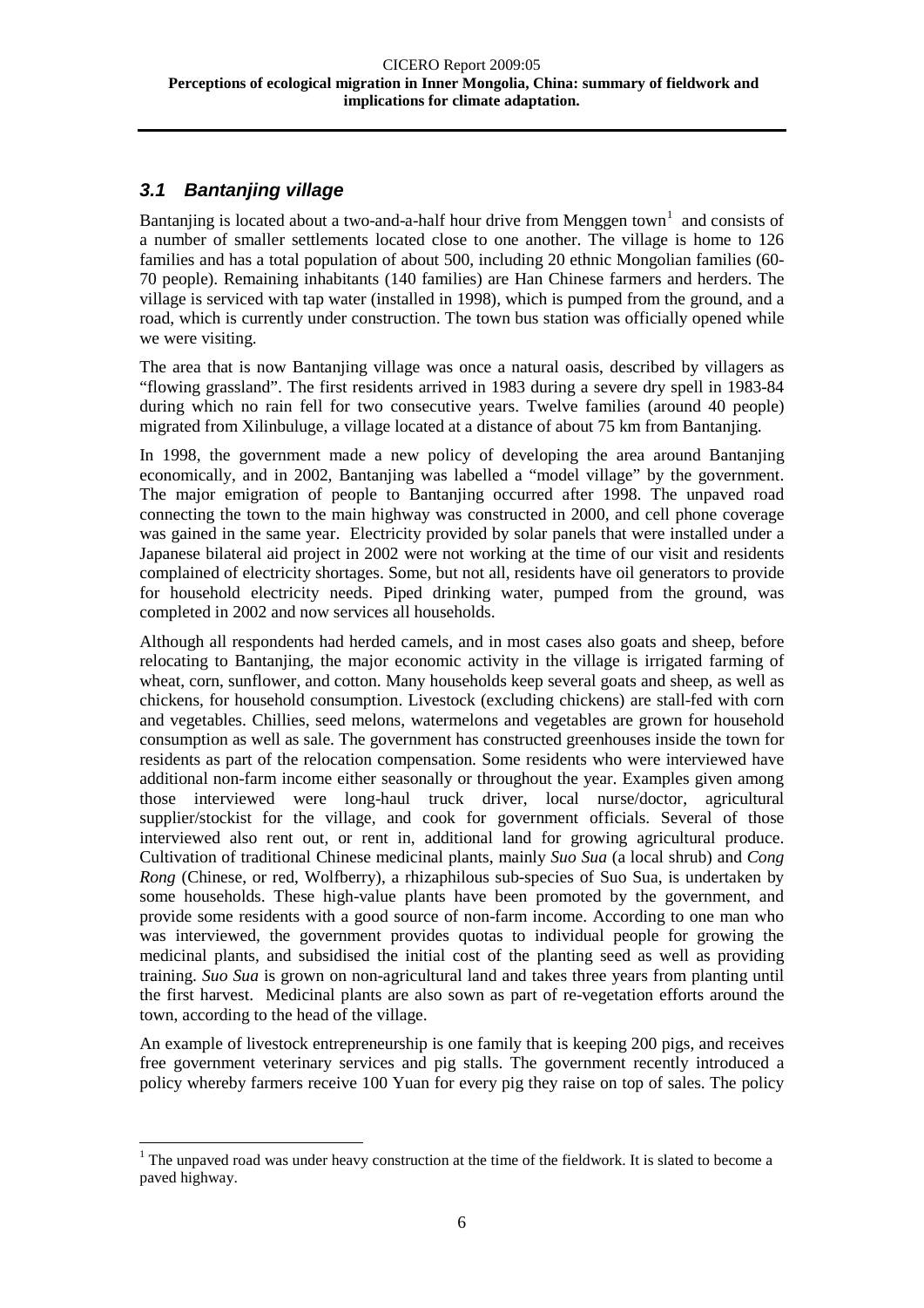## *3.1 Bantanjing village*

Bantanjing is located about a two-and-a-half hour drive from Menggen town[1] and consists of a number of smaller settlements located close to one another. The village is home to 126 families and has a total population of about 500, including 20 ethnic Mongolian families (60-70 people). Remaining inhabitants (140 families) are Han Chinese farmers and herders. The village is serviced with tap water (installed in 1998), which is pumped from the ground, and a road, which is currently under construction. The town bus station was officially opened while we were visiting.

The area that is now Bantanjing village was once a natural oasis, described by villagers as "flowing grassland". The first residents arrived in 1983 during a severe dry spell in 1983-84 during which no rain fell for two consecutive years. Twelve families (around 40 people) migrated from Xilinbuluge, a village located at a distance of about 75 km from Bantanjing.

In 1998, the government made a new policy of developing the area around Bantanjing economically, and in 2002, Bantanjing was labelled a "model village" by the government. The major emigration of people to Bantanjing occurred after 1998. The unpaved road connecting the town to the main highway was constructed in 2000, and cell phone coverage was gained in the same year. Electricity provided by solar panels that were installed under a Japanese bilateral aid project in 2002 were not working at the time of our visit and residents complained of electricity shortages. Some, but not all, residents have oil generators to provide for household electricity needs. Piped drinking water, pumped from the ground, was completed in 2002 and now services all households.

Although all respondents had herded camels, and in most cases also goats and sheep, before relocating to Bantanjing, the major economic activity in the village is irrigated farming of wheat, corn, sunflower, and cotton. Many households keep several goats and sheep, as well as chickens, for household consumption. Livestock (excluding chickens) are stall-fed with corn and vegetables. Chillies, seed melons, watermelons and vegetables are grown for household consumption as well as sale. The government has constructed greenhouses inside the town for residents as part of the relocation compensation. Some residents who were interviewed have additional non-farm income either seasonally or throughout the year. Examples given among those interviewed were long-haul truck driver, local nurse/doctor, agricultural supplier/stockist for the village, and cook for government officials. Several of those interviewed also rent out, or rent in, additional land for growing agricultural produce. Cultivation of traditional Chinese medicinal plants, mainly *Suo Sua* (a local shrub) and *Cong Rong* (Chinese, or red, Wolfberry), a rhizaphilous sub-species of Suo Sua, is undertaken by some households. These high-value plants have been promoted by the government, and provide some residents with a good source of non-farm income. According to one man who was interviewed, the government provides quotas to individual people for growing the medicinal plants, and subsidised the initial cost of the planting seed as well as providing training. *Suo Sua* is grown on non-agricultural land and takes three years from planting until the first harvest. Medicinal plants are also sown as part of re-vegetation efforts around the town, according to the head of the village.

An example of livestock entrepreneurship is one family that is keeping 200 pigs, and receives free government veterinary services and pig stalls. The government recently introduced a policy whereby farmers receive 100 Yuan for every pig they raise on top of sales. The policy

[1] The unpaved road was under heavy construction at the time of the fieldwork. It is slated to become a paved highway.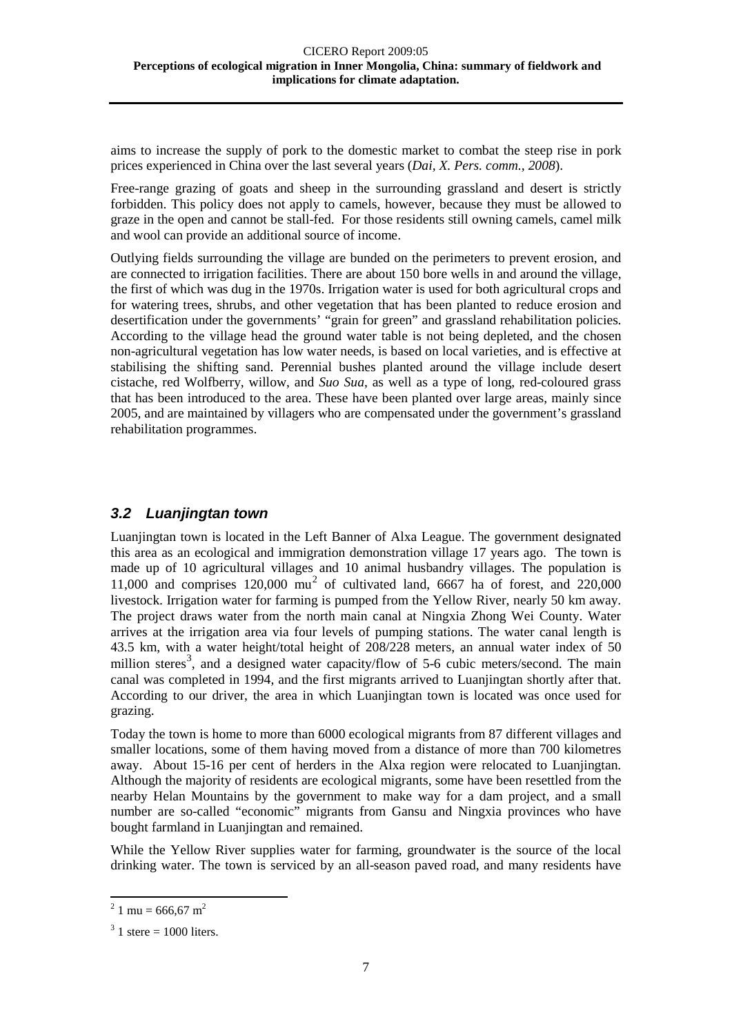aims to increase the supply of pork to the domestic market to combat the steep rise in pork prices experienced in China over the last several years (*Dai, X. Pers. comm., 2008*).

Free-range grazing of goats and sheep in the surrounding grassland and desert is strictly forbidden. This policy does not apply to camels, however, because they must be allowed to graze in the open and cannot be stall-fed. For those residents still owning camels, camel milk and wool can provide an additional source of income.

Outlying fields surrounding the village are bunded on the perimeters to prevent erosion, and are connected to irrigation facilities. There are about 150 bore wells in and around the village, the first of which was dug in the 1970s. Irrigation water is used for both agricultural crops and for watering trees, shrubs, and other vegetation that has been planted to reduce erosion and desertification under the governments' "grain for green" and grassland rehabilitation policies. According to the village head the ground water table is not being depleted, and the chosen non-agricultural vegetation has low water needs, is based on local varieties, and is effective at stabilising the shifting sand. Perennial bushes planted around the village include desert cistache, red Wolfberry, willow, and *Suo Sua*, as well as a type of long, red-coloured grass that has been introduced to the area. These have been planted over large areas, mainly since 2005, and are maintained by villagers who are compensated under the government's grassland rehabilitation programmes.

## *3.2 Luanjingtan town*

Luanjingtan town is located in the Left Banner of Alxa League. The government designated this area as an ecological and immigration demonstration village 17 years ago. The town is made up of 10 agricultural villages and 10 animal husbandry villages. The population is 11,000 and comprises 120,000 mu[2] of cultivated land, 6667 ha of forest, and 220,000 livestock. Irrigation water for farming is pumped from the Yellow River, nearly 50 km away. The project draws water from the north main canal at Ningxia Zhong Wei County. Water arrives at the irrigation area via four levels of pumping stations. The water canal length is 43.5 km, with a water height/total height of 208/228 meters, an annual water index of 50 million steres[3], and a designed water capacity/flow of 5-6 cubic meters/second. The main canal was completed in 1994, and the first migrants arrived to Luanjingtan shortly after that. According to our driver, the area in which Luanjingtan town is located was once used for grazing.

Today the town is home to more than 6000 ecological migrants from 87 different villages and smaller locations, some of them having moved from a distance of more than 700 kilometres away. About 15-16 per cent of herders in the Alxa region were relocated to Luanjingtan. Although the majority of residents are ecological migrants, some have been resettled from the nearby Helan Mountains by the government to make way for a dam project, and a small number are so-called "economic" migrants from Gansu and Ningxia provinces who have bought farmland in Luanjingtan and remained.

While the Yellow River supplies water for farming, groundwater is the source of the local drinking water. The town is serviced by an all-season paved road, and many residents have

---

[2] 1 mu = 666,67 $m^2$

[3] 1 stere = 1000 liters.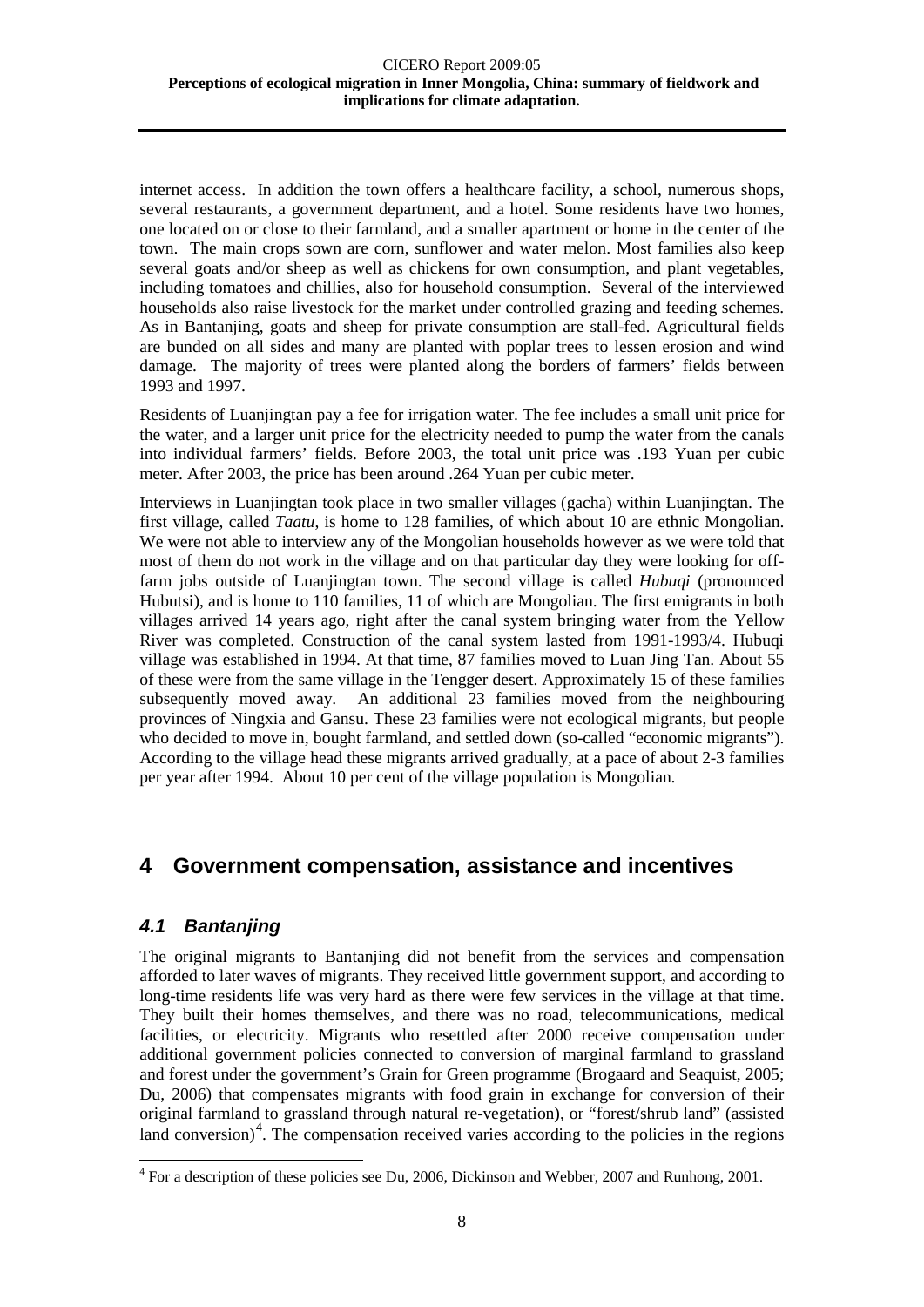internet access. In addition the town offers a healthcare facility, a school, numerous shops, several restaurants, a government department, and a hotel. Some residents have two homes, one located on or close to their farmland, and a smaller apartment or home in the center of the town. The main crops sown are corn, sunflower and water melon. Most families also keep several goats and/or sheep as well as chickens for own consumption, and plant vegetables, including tomatoes and chillies, also for household consumption. Several of the interviewed households also raise livestock for the market under controlled grazing and feeding schemes. As in Bantanjing, goats and sheep for private consumption are stall-fed. Agricultural fields are bunded on all sides and many are planted with poplar trees to lessen erosion and wind damage. The majority of trees were planted along the borders of farmers' fields between 1993 and 1997.

Residents of Luanjingtan pay a fee for irrigation water. The fee includes a small unit price for the water, and a larger unit price for the electricity needed to pump the water from the canals into individual farmers' fields. Before 2003, the total unit price was .193 Yuan per cubic meter. After 2003, the price has been around .264 Yuan per cubic meter.

Interviews in Luanjingtan took place in two smaller villages (gacha) within Luanjingtan. The first village, called *Taatu*, is home to 128 families, of which about 10 are ethnic Mongolian. We were not able to interview any of the Mongolian households however as we were told that most of them do not work in the village and on that particular day they were looking for off-farm jobs outside of Luanjingtan town. The second village is called *Hubuqi* (pronounced Hubutsi), and is home to 110 families, 11 of which are Mongolian. The first emigrants in both villages arrived 14 years ago, right after the canal system bringing water from the Yellow River was completed. Construction of the canal system lasted from 1991-1993/4. Hubuqi village was established in 1994. At that time, 87 families moved to Luan Jing Tan. About 55 of these were from the same village in the Tengger desert. Approximately 15 of these families subsequently moved away. An additional 23 families moved from the neighbouring provinces of Ningxia and Gansu. These 23 families were not ecological migrants, but people who decided to move in, bought farmland, and settled down (so-called "economic migrants"). According to the village head these migrants arrived gradually, at a pace of about 2-3 families per year after 1994. About 10 per cent of the village population is Mongolian.

# 4 Government compensation, assistance and incentives

## 4.1 Bantanjing

The original migrants to Bantanjing did not benefit from the services and compensation afforded to later waves of migrants. They received little government support, and according to long-time residents life was very hard as there were few services in the village at that time. They built their homes themselves, and there was no road, telecommunications, medical facilities, or electricity. Migrants who resettled after 2000 receive compensation under additional government policies connected to conversion of marginal farmland to grassland and forest under the government's Grain for Green programme (Brogaard and Seaquist, 2005; Du, 2006) that compensates migrants with food grain in exchange for conversion of their original farmland to grassland through natural re-vegetation), or "forest/shrub land" (assisted land conversion)[4]. The compensation received varies according to the policies in the regions

[4] For a description of these policies see Du, 2006, Dickinson and Webber, 2007 and Runhong, 2001.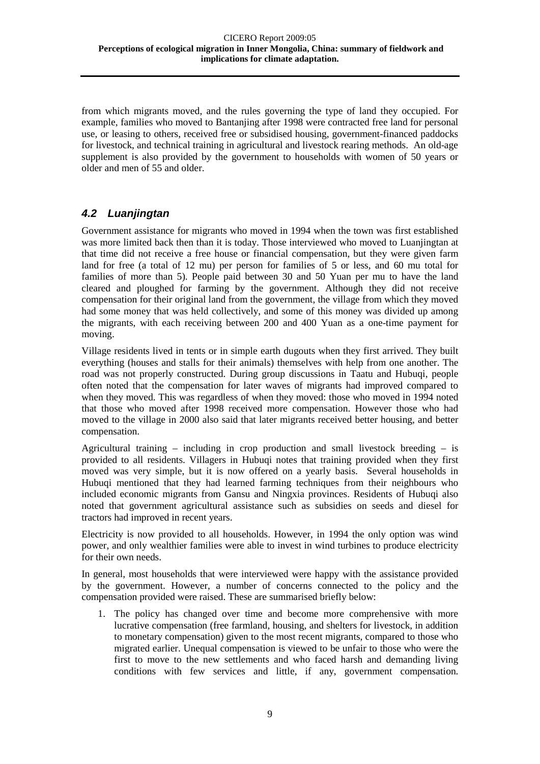from which migrants moved, and the rules governing the type of land they occupied. For example, families who moved to Bantanjing after 1998 were contracted free land for personal use, or leasing to others, received free or subsidised housing, government-financed paddocks for livestock, and technical training in agricultural and livestock rearing methods. An old-age supplement is also provided by the government to households with women of 50 years or older and men of 55 and older.

## *4.2 Luanjingtan*

Government assistance for migrants who moved in 1994 when the town was first established was more limited back then than it is today. Those interviewed who moved to Luanjingtan at that time did not receive a free house or financial compensation, but they were given farm land for free (a total of 12 mu) per person for families of 5 or less, and 60 mu total for families of more than 5). People paid between 30 and 50 Yuan per mu to have the land cleared and ploughed for farming by the government. Although they did not receive compensation for their original land from the government, the village from which they moved had some money that was held collectively, and some of this money was divided up among the migrants, with each receiving between 200 and 400 Yuan as a one-time payment for moving.

Village residents lived in tents or in simple earth dugouts when they first arrived. They built everything (houses and stalls for their animals) themselves with help from one another. The road was not properly constructed. During group discussions in Taatu and Hubuqi, people often noted that the compensation for later waves of migrants had improved compared to when they moved. This was regardless of when they moved: those who moved in 1994 noted that those who moved after 1998 received more compensation. However those who had moved to the village in 2000 also said that later migrants received better housing, and better compensation.

Agricultural training – including in crop production and small livestock breeding – is provided to all residents. Villagers in Hubuqi notes that training provided when they first moved was very simple, but it is now offered on a yearly basis. Several households in Hubuqi mentioned that they had learned farming techniques from their neighbours who included economic migrants from Gansu and Ningxia provinces. Residents of Hubuqi also noted that government agricultural assistance such as subsidies on seeds and diesel for tractors had improved in recent years.

Electricity is now provided to all households. However, in 1994 the only option was wind power, and only wealthier families were able to invest in wind turbines to produce electricity for their own needs.

In general, most households that were interviewed were happy with the assistance provided by the government. However, a number of concerns connected to the policy and the compensation provided were raised. These are summarised briefly below:

1. The policy has changed over time and become more comprehensive with more lucrative compensation (free farmland, housing, and shelters for livestock, in addition to monetary compensation) given to the most recent migrants, compared to those who migrated earlier. Unequal compensation is viewed to be unfair to those who were the first to move to the new settlements and who faced harsh and demanding living conditions with few services and little, if any, government compensation.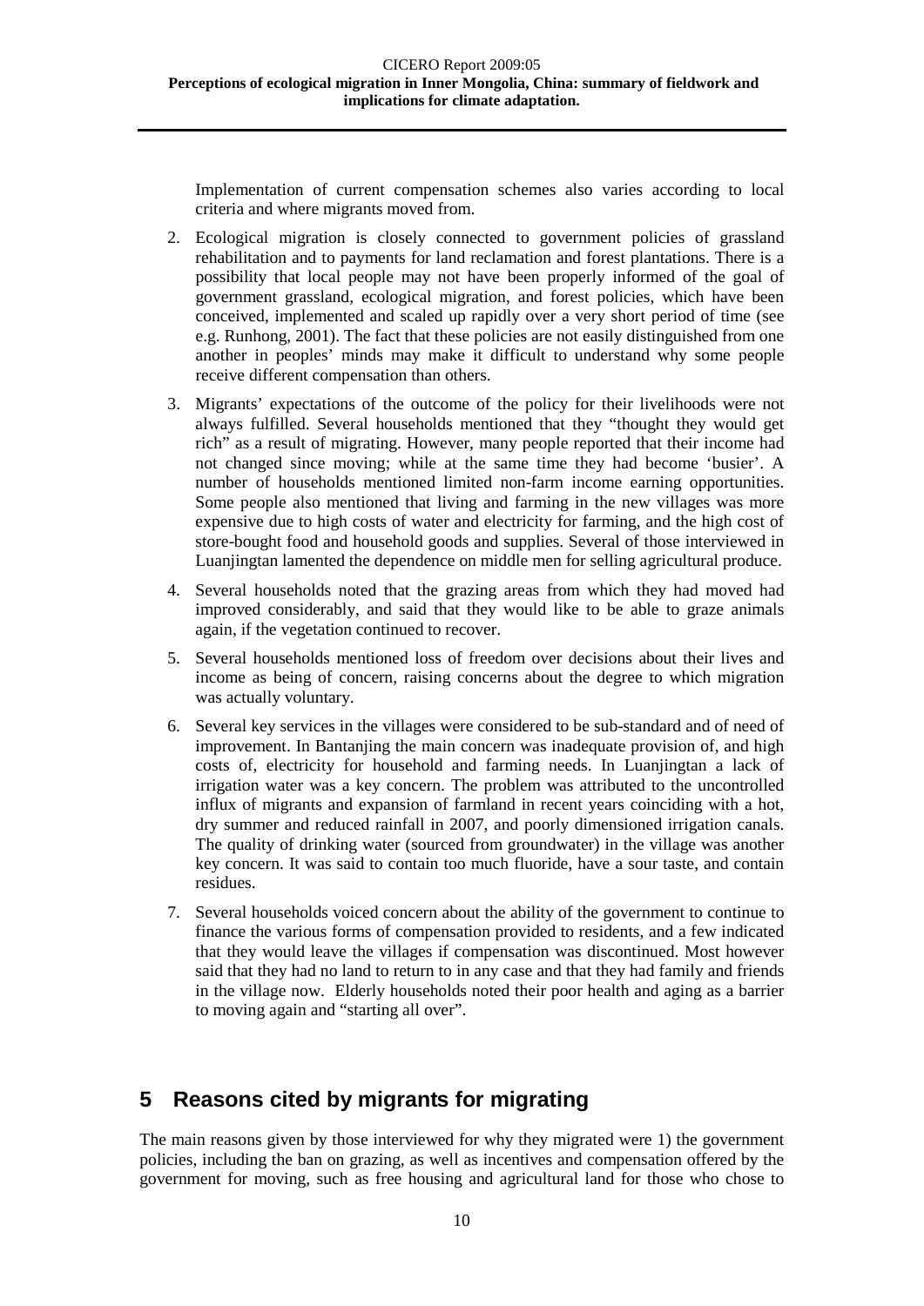Implementation of current compensation schemes also varies according to local criteria and where migrants moved from.

2. Ecological migration is closely connected to government policies of grassland rehabilitation and to payments for land reclamation and forest plantations. There is a possibility that local people may not have been properly informed of the goal of government grassland, ecological migration, and forest policies, which have been conceived, implemented and scaled up rapidly over a very short period of time (see e.g. Runhong, 2001). The fact that these policies are not easily distinguished from one another in peoples' minds may make it difficult to understand why some people receive different compensation than others.

3. Migrants' expectations of the outcome of the policy for their livelihoods were not always fulfilled. Several households mentioned that they "thought they would get rich" as a result of migrating. However, many people reported that their income had not changed since moving; while at the same time they had become 'busier'. A number of households mentioned limited non-farm income earning opportunities. Some people also mentioned that living and farming in the new villages was more expensive due to high costs of water and electricity for farming, and the high cost of store-bought food and household goods and supplies. Several of those interviewed in Luanjingtan lamented the dependence on middle men for selling agricultural produce.

4. Several households noted that the grazing areas from which they had moved had improved considerably, and said that they would like to be able to graze animals again, if the vegetation continued to recover.

5. Several households mentioned loss of freedom over decisions about their lives and income as being of concern, raising concerns about the degree to which migration was actually voluntary.

6. Several key services in the villages were considered to be sub-standard and of need of improvement. In Bantanjing the main concern was inadequate provision of, and high costs of, electricity for household and farming needs. In Luanjingtan a lack of irrigation water was a key concern. The problem was attributed to the uncontrolled influx of migrants and expansion of farmland in recent years coinciding with a hot, dry summer and reduced rainfall in 2007, and poorly dimensioned irrigation canals. The quality of drinking water (sourced from groundwater) in the village was another key concern. It was said to contain too much fluoride, have a sour taste, and contain residues.

7. Several households voiced concern about the ability of the government to continue to finance the various forms of compensation provided to residents, and a few indicated that they would leave the villages if compensation was discontinued. Most however said that they had no land to return to in any case and that they had family and friends in the village now. Elderly households noted their poor health and aging as a barrier to moving again and "starting all over".

# 5 Reasons cited by migrants for migrating

The main reasons given by those interviewed for why they migrated were 1) the government policies, including the ban on grazing, as well as incentives and compensation offered by the government for moving, such as free housing and agricultural land for those who chose to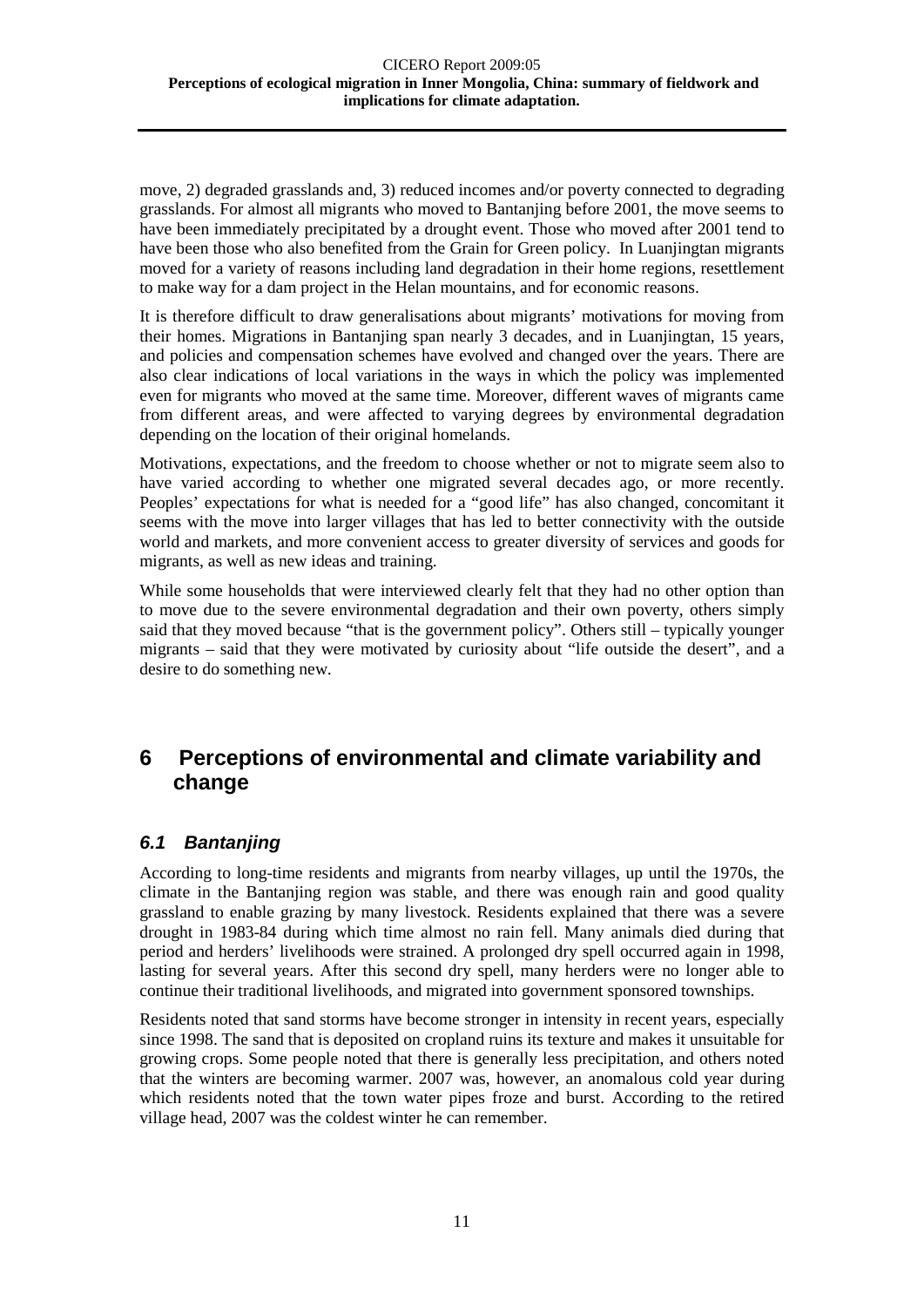move, 2) degraded grasslands and, 3) reduced incomes and/or poverty connected to degrading grasslands. For almost all migrants who moved to Bantanjing before 2001, the move seems to have been immediately precipitated by a drought event. Those who moved after 2001 tend to have been those who also benefited from the Grain for Green policy. In Luanjingtan migrants moved for a variety of reasons including land degradation in their home regions, resettlement to make way for a dam project in the Helan mountains, and for economic reasons.

It is therefore difficult to draw generalisations about migrants' motivations for moving from their homes. Migrations in Bantanjing span nearly 3 decades, and in Luanjingtan, 15 years, and policies and compensation schemes have evolved and changed over the years. There are also clear indications of local variations in the ways in which the policy was implemented even for migrants who moved at the same time. Moreover, different waves of migrants came from different areas, and were affected to varying degrees by environmental degradation depending on the location of their original homelands.

Motivations, expectations, and the freedom to choose whether or not to migrate seem also to have varied according to whether one migrated several decades ago, or more recently. Peoples' expectations for what is needed for a "good life" has also changed, concomitant it seems with the move into larger villages that has led to better connectivity with the outside world and markets, and more convenient access to greater diversity of services and goods for migrants, as well as new ideas and training.

While some households that were interviewed clearly felt that they had no other option than to move due to the severe environmental degradation and their own poverty, others simply said that they moved because "that is the government policy". Others still – typically younger migrants – said that they were motivated by curiosity about "life outside the desert", and a desire to do something new.

# 6 Perceptions of environmental and climate variability and change

## 6.1 Bantanjing

According to long-time residents and migrants from nearby villages, up until the 1970s, the climate in the Bantanjing region was stable, and there was enough rain and good quality grassland to enable grazing by many livestock. Residents explained that there was a severe drought in 1983-84 during which time almost no rain fell. Many animals died during that period and herders' livelihoods were strained. A prolonged dry spell occurred again in 1998, lasting for several years. After this second dry spell, many herders were no longer able to continue their traditional livelihoods, and migrated into government sponsored townships.

Residents noted that sand storms have become stronger in intensity in recent years, especially since 1998. The sand that is deposited on cropland ruins its texture and makes it unsuitable for growing crops. Some people noted that there is generally less precipitation, and others noted that the winters are becoming warmer. 2007 was, however, an anomalous cold year during which residents noted that the town water pipes froze and burst. According to the retired village head, 2007 was the coldest winter he can remember.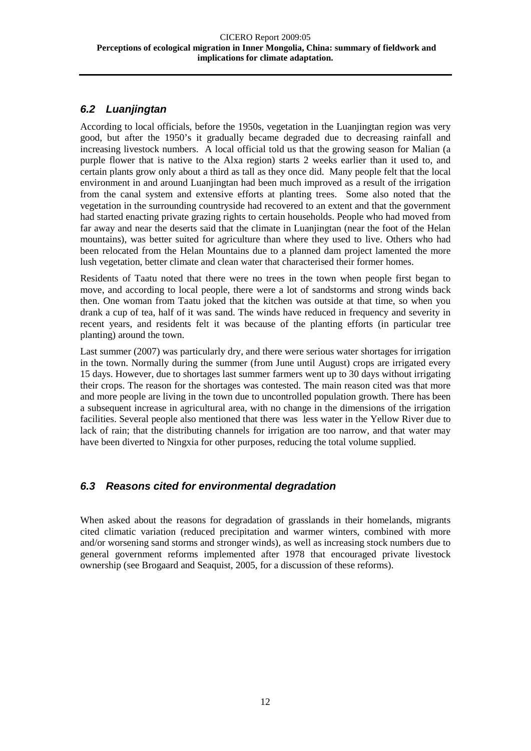## 6.2 Luanjingtan

According to local officials, before the 1950s, vegetation in the Luanjingtan region was very good, but after the 1950's it gradually became degraded due to decreasing rainfall and increasing livestock numbers. A local official told us that the growing season for Malian (a purple flower that is native to the Alxa region) starts 2 weeks earlier than it used to, and certain plants grow only about a third as tall as they once did. Many people felt that the local environment in and around Luanjingtan had been much improved as a result of the irrigation from the canal system and extensive efforts at planting trees. Some also noted that the vegetation in the surrounding countryside had recovered to an extent and that the government had started enacting private grazing rights to certain households. People who had moved from far away and near the deserts said that the climate in Luanjingtan (near the foot of the Helan mountains), was better suited for agriculture than where they used to live. Others who had been relocated from the Helan Mountains due to a planned dam project lamented the more lush vegetation, better climate and clean water that characterised their former homes.

Residents of Taatu noted that there were no trees in the town when people first began to move, and according to local people, there were a lot of sandstorms and strong winds back then. One woman from Taatu joked that the kitchen was outside at that time, so when you drank a cup of tea, half of it was sand. The winds have reduced in frequency and severity in recent years, and residents felt it was because of the planting efforts (in particular tree planting) around the town.

Last summer (2007) was particularly dry, and there were serious water shortages for irrigation in the town. Normally during the summer (from June until August) crops are irrigated every 15 days. However, due to shortages last summer farmers went up to 30 days without irrigating their crops. The reason for the shortages was contested. The main reason cited was that more and more people are living in the town due to uncontrolled population growth. There has been a subsequent increase in agricultural area, with no change in the dimensions of the irrigation facilities. Several people also mentioned that there was less water in the Yellow River due to lack of rain; that the distributing channels for irrigation are too narrow, and that water may have been diverted to Ningxia for other purposes, reducing the total volume supplied.

## 6.3 Reasons cited for environmental degradation

When asked about the reasons for degradation of grasslands in their homelands, migrants cited climatic variation (reduced precipitation and warmer winters, combined with more and/or worsening sand storms and stronger winds), as well as increasing stock numbers due to general government reforms implemented after 1978 that encouraged private livestock ownership (see Brogaard and Seaquist, 2005, for a discussion of these reforms).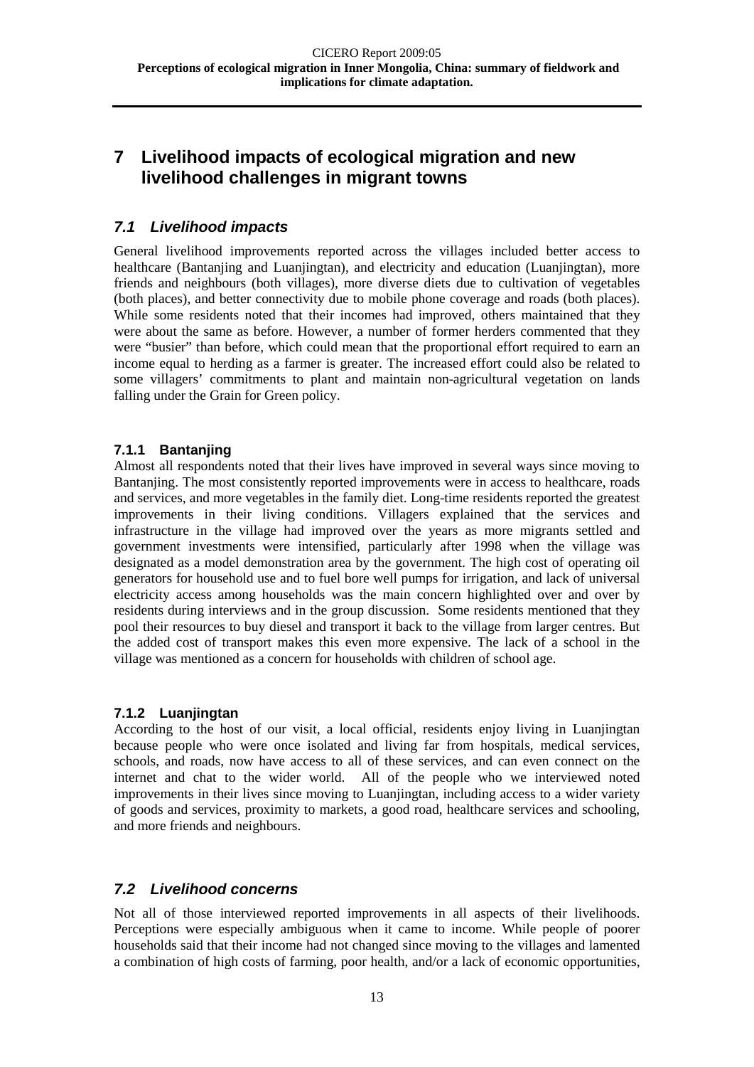# 7 Livelihood impacts of ecological migration and new livelihood challenges in migrant towns

## 7.1 Livelihood impacts

General livelihood improvements reported across the villages included better access to healthcare (Bantanjing and Luanjingtan), and electricity and education (Luanjingtan), more friends and neighbours (both villages), more diverse diets due to cultivation of vegetables (both places), and better connectivity due to mobile phone coverage and roads (both places). While some residents noted that their incomes had improved, others maintained that they were about the same as before. However, a number of former herders commented that they were "busier" than before, which could mean that the proportional effort required to earn an income equal to herding as a farmer is greater. The increased effort could also be related to some villagers' commitments to plant and maintain non-agricultural vegetation on lands falling under the Grain for Green policy.

### 7.1.1 Bantanjing

Almost all respondents noted that their lives have improved in several ways since moving to Bantanjing. The most consistently reported improvements were in access to healthcare, roads and services, and more vegetables in the family diet. Long-time residents reported the greatest improvements in their living conditions. Villagers explained that the services and infrastructure in the village had improved over the years as more migrants settled and government investments were intensified, particularly after 1998 when the village was designated as a model demonstration area by the government. The high cost of operating oil generators for household use and to fuel bore well pumps for irrigation, and lack of universal electricity access among households was the main concern highlighted over and over by residents during interviews and in the group discussion. Some residents mentioned that they pool their resources to buy diesel and transport it back to the village from larger centres. But the added cost of transport makes this even more expensive. The lack of a school in the village was mentioned as a concern for households with children of school age.

### 7.1.2 Luanjingtan

According to the host of our visit, a local official, residents enjoy living in Luanjingtan because people who were once isolated and living far from hospitals, medical services, schools, and roads, now have access to all of these services, and can even connect on the internet and chat to the wider world. All of the people who we interviewed noted improvements in their lives since moving to Luanjingtan, including access to a wider variety of goods and services, proximity to markets, a good road, healthcare services and schooling, and more friends and neighbours.

## 7.2 Livelihood concerns

Not all of those interviewed reported improvements in all aspects of their livelihoods. Perceptions were especially ambiguous when it came to income. While people of poorer households said that their income had not changed since moving to the villages and lamented a combination of high costs of farming, poor health, and/or a lack of economic opportunities,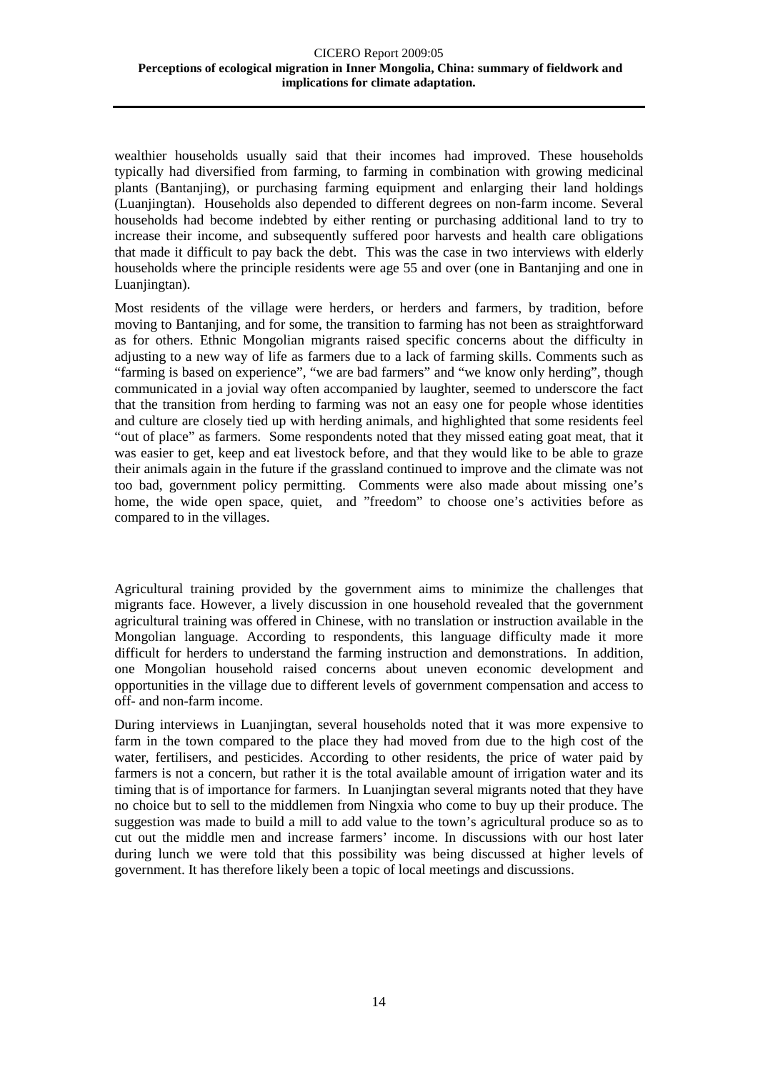wealthier households usually said that their incomes had improved. These households typically had diversified from farming, to farming in combination with growing medicinal plants (Bantanjing), or purchasing farming equipment and enlarging their land holdings (Luanjingtan). Households also depended to different degrees on non-farm income. Several households had become indebted by either renting or purchasing additional land to try to increase their income, and subsequently suffered poor harvests and health care obligations that made it difficult to pay back the debt. This was the case in two interviews with elderly households where the principle residents were age 55 and over (one in Bantanjing and one in Luanjingtan).

Most residents of the village were herders, or herders and farmers, by tradition, before moving to Bantanjing, and for some, the transition to farming has not been as straightforward as for others. Ethnic Mongolian migrants raised specific concerns about the difficulty in adjusting to a new way of life as farmers due to a lack of farming skills. Comments such as "farming is based on experience", "we are bad farmers" and "we know only herding", though communicated in a jovial way often accompanied by laughter, seemed to underscore the fact that the transition from herding to farming was not an easy one for people whose identities and culture are closely tied up with herding animals, and highlighted that some residents feel "out of place" as farmers. Some respondents noted that they missed eating goat meat, that it was easier to get, keep and eat livestock before, and that they would like to be able to graze their animals again in the future if the grassland continued to improve and the climate was not too bad, government policy permitting. Comments were also made about missing one's home, the wide open space, quiet, and "freedom" to choose one's activities before as compared to in the villages.

Agricultural training provided by the government aims to minimize the challenges that migrants face. However, a lively discussion in one household revealed that the government agricultural training was offered in Chinese, with no translation or instruction available in the Mongolian language. According to respondents, this language difficulty made it more difficult for herders to understand the farming instruction and demonstrations. In addition, one Mongolian household raised concerns about uneven economic development and opportunities in the village due to different levels of government compensation and access to off- and non-farm income.

During interviews in Luanjingtan, several households noted that it was more expensive to farm in the town compared to the place they had moved from due to the high cost of the water, fertilisers, and pesticides. According to other residents, the price of water paid by farmers is not a concern, but rather it is the total available amount of irrigation water and its timing that is of importance for farmers. In Luanjingtan several migrants noted that they have no choice but to sell to the middlemen from Ningxia who come to buy up their produce. The suggestion was made to build a mill to add value to the town's agricultural produce so as to cut out the middle men and increase farmers' income. In discussions with our host later during lunch we were told that this possibility was being discussed at higher levels of government. It has therefore likely been a topic of local meetings and discussions.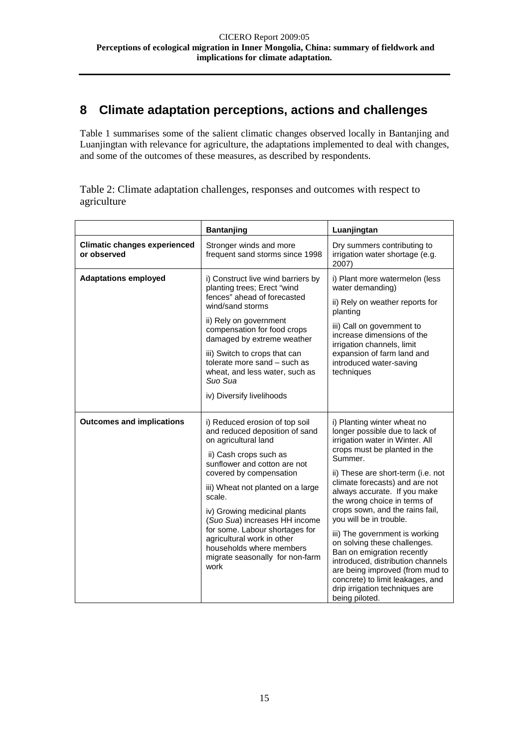## 8 Climate adaptation perceptions, actions and challenges

Table 1 summarises some of the salient climatic changes observed locally in Bantanjing and Luanjingtan with relevance for agriculture, the adaptations implemented to deal with changes, and some of the outcomes of these measures, as described by respondents.

Table 2: Climate adaptation challenges, responses and outcomes with respect to agriculture

| | **Bantanjing** | **Luanjingtan** |
|---|---|---|
| **Climatic changes experienced or observed** | Stronger winds and more frequent sand storms since 1998 | Dry summers contributing to irrigation water shortage (e.g. 2007) |
| **Adaptations employed** | i) Construct live wind barriers by planting trees; Erect "wind fences" ahead of forecasted wind/sand storms<br><br>ii) Rely on government compensation for food crops damaged by extreme weather<br><br>iii) Switch to crops that can tolerate more sand – such as wheat, and less water, such as *Suo Sua*<br><br>iv) Diversify livelihoods | i) Plant more watermelon (less water demanding)<br><br>ii) Rely on weather reports for planting<br><br>iii) Call on government to increase dimensions of the irrigation channels, limit expansion of farm land and introduced water-saving techniques |
| **Outcomes and implications** | i) Reduced erosion of top soil and reduced deposition of sand on agricultural land<br><br>ii) Cash crops such as sunflower and cotton are not covered by compensation<br><br>iii) Wheat not planted on a large scale.<br><br>iv) Growing medicinal plants (*Suo Sua*) increases HH income for some. Labour shortages for agricultural work in other households where members migrate seasonally for non-farm work | i) Planting winter wheat no longer possible due to lack of irrigation water in Winter. All crops must be planted in the Summer.<br><br>ii) These are short-term (i.e. not climate forecasts) and are not always accurate. If you make the wrong choice in terms of crops sown, and the rains fail, you will be in trouble.<br><br>iii) The government is working on solving these challenges. Ban on emigration recently introduced, distribution channels are being improved (from mud to concrete) to limit leakages, and drip irrigation techniques are being piloted. |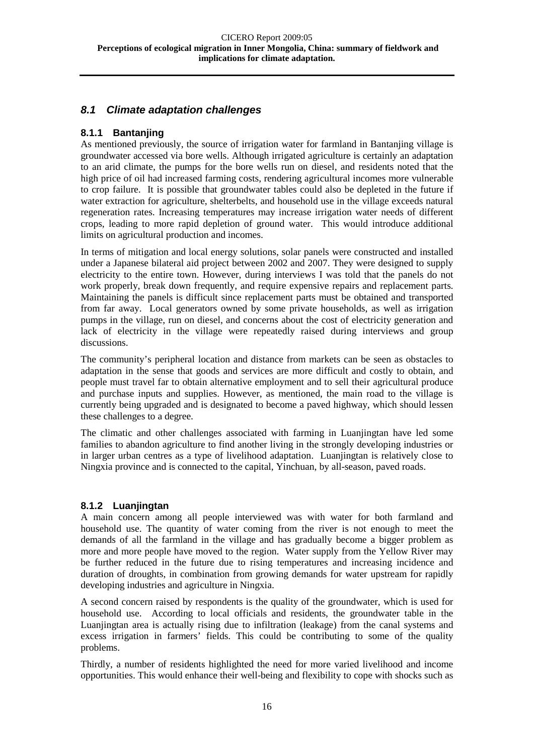## *8.1 Climate adaptation challenges*

### 8.1.1 Bantanjing

As mentioned previously, the source of irrigation water for farmland in Bantanjing village is groundwater accessed via bore wells. Although irrigated agriculture is certainly an adaptation to an arid climate, the pumps for the bore wells run on diesel, and residents noted that the high price of oil had increased farming costs, rendering agricultural incomes more vulnerable to crop failure. It is possible that groundwater tables could also be depleted in the future if water extraction for agriculture, shelterbelts, and household use in the village exceeds natural regeneration rates. Increasing temperatures may increase irrigation water needs of different crops, leading to more rapid depletion of ground water. This would introduce additional limits on agricultural production and incomes.

In terms of mitigation and local energy solutions, solar panels were constructed and installed under a Japanese bilateral aid project between 2002 and 2007. They were designed to supply electricity to the entire town. However, during interviews I was told that the panels do not work properly, break down frequently, and require expensive repairs and replacement parts. Maintaining the panels is difficult since replacement parts must be obtained and transported from far away. Local generators owned by some private households, as well as irrigation pumps in the village, run on diesel, and concerns about the cost of electricity generation and lack of electricity in the village were repeatedly raised during interviews and group discussions.

The community's peripheral location and distance from markets can be seen as obstacles to adaptation in the sense that goods and services are more difficult and costly to obtain, and people must travel far to obtain alternative employment and to sell their agricultural produce and purchase inputs and supplies. However, as mentioned, the main road to the village is currently being upgraded and is designated to become a paved highway, which should lessen these challenges to a degree.

The climatic and other challenges associated with farming in Luanjingtan have led some families to abandon agriculture to find another living in the strongly developing industries or in larger urban centres as a type of livelihood adaptation. Luanjingtan is relatively close to Ningxia province and is connected to the capital, Yinchuan, by all-season, paved roads.

### 8.1.2 Luanjingtan

A main concern among all people interviewed was with water for both farmland and household use. The quantity of water coming from the river is not enough to meet the demands of all the farmland in the village and has gradually become a bigger problem as more and more people have moved to the region. Water supply from the Yellow River may be further reduced in the future due to rising temperatures and increasing incidence and duration of droughts, in combination from growing demands for water upstream for rapidly developing industries and agriculture in Ningxia.

A second concern raised by respondents is the quality of the groundwater, which is used for household use. According to local officials and residents, the groundwater table in the Luanjingtan area is actually rising due to infiltration (leakage) from the canal systems and excess irrigation in farmers' fields. This could be contributing to some of the quality problems.

Thirdly, a number of residents highlighted the need for more varied livelihood and income opportunities. This would enhance their well-being and flexibility to cope with shocks such as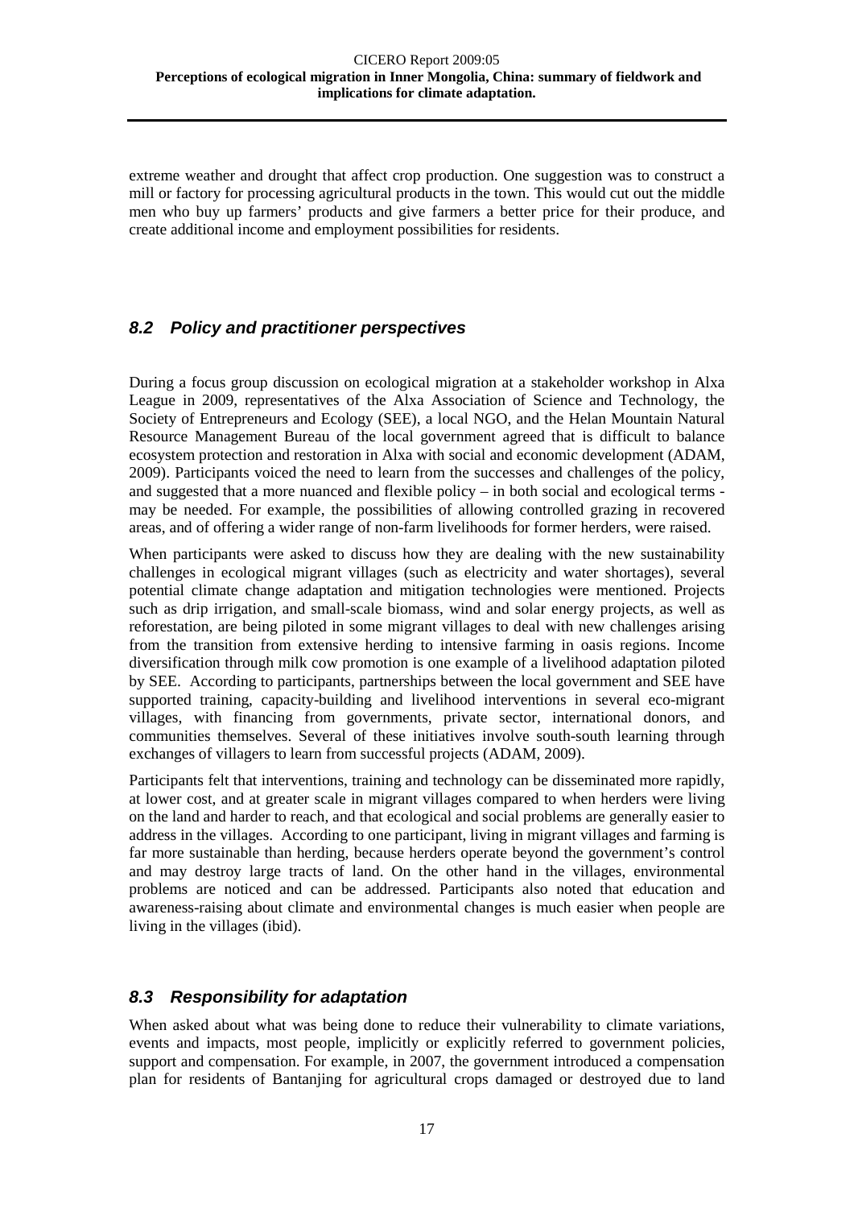extreme weather and drought that affect crop production. One suggestion was to construct a mill or factory for processing agricultural products in the town. This would cut out the middle men who buy up farmers' products and give farmers a better price for their produce, and create additional income and employment possibilities for residents.

## *8.2 Policy and practitioner perspectives*

During a focus group discussion on ecological migration at a stakeholder workshop in Alxa League in 2009, representatives of the Alxa Association of Science and Technology, the Society of Entrepreneurs and Ecology (SEE), a local NGO, and the Helan Mountain Natural Resource Management Bureau of the local government agreed that is difficult to balance ecosystem protection and restoration in Alxa with social and economic development (ADAM, 2009). Participants voiced the need to learn from the successes and challenges of the policy, and suggested that a more nuanced and flexible policy – in both social and ecological terms - may be needed. For example, the possibilities of allowing controlled grazing in recovered areas, and of offering a wider range of non-farm livelihoods for former herders, were raised.

When participants were asked to discuss how they are dealing with the new sustainability challenges in ecological migrant villages (such as electricity and water shortages), several potential climate change adaptation and mitigation technologies were mentioned. Projects such as drip irrigation, and small-scale biomass, wind and solar energy projects, as well as reforestation, are being piloted in some migrant villages to deal with new challenges arising from the transition from extensive herding to intensive farming in oasis regions. Income diversification through milk cow promotion is one example of a livelihood adaptation piloted by SEE. According to participants, partnerships between the local government and SEE have supported training, capacity-building and livelihood interventions in several eco-migrant villages, with financing from governments, private sector, international donors, and communities themselves. Several of these initiatives involve south-south learning through exchanges of villagers to learn from successful projects (ADAM, 2009).

Participants felt that interventions, training and technology can be disseminated more rapidly, at lower cost, and at greater scale in migrant villages compared to when herders were living on the land and harder to reach, and that ecological and social problems are generally easier to address in the villages. According to one participant, living in migrant villages and farming is far more sustainable than herding, because herders operate beyond the government's control and may destroy large tracts of land. On the other hand in the villages, environmental problems are noticed and can be addressed. Participants also noted that education and awareness-raising about climate and environmental changes is much easier when people are living in the villages (ibid).

## *8.3 Responsibility for adaptation*

When asked about what was being done to reduce their vulnerability to climate variations, events and impacts, most people, implicitly or explicitly referred to government policies, support and compensation. For example, in 2007, the government introduced a compensation plan for residents of Bantanjing for agricultural crops damaged or destroyed due to land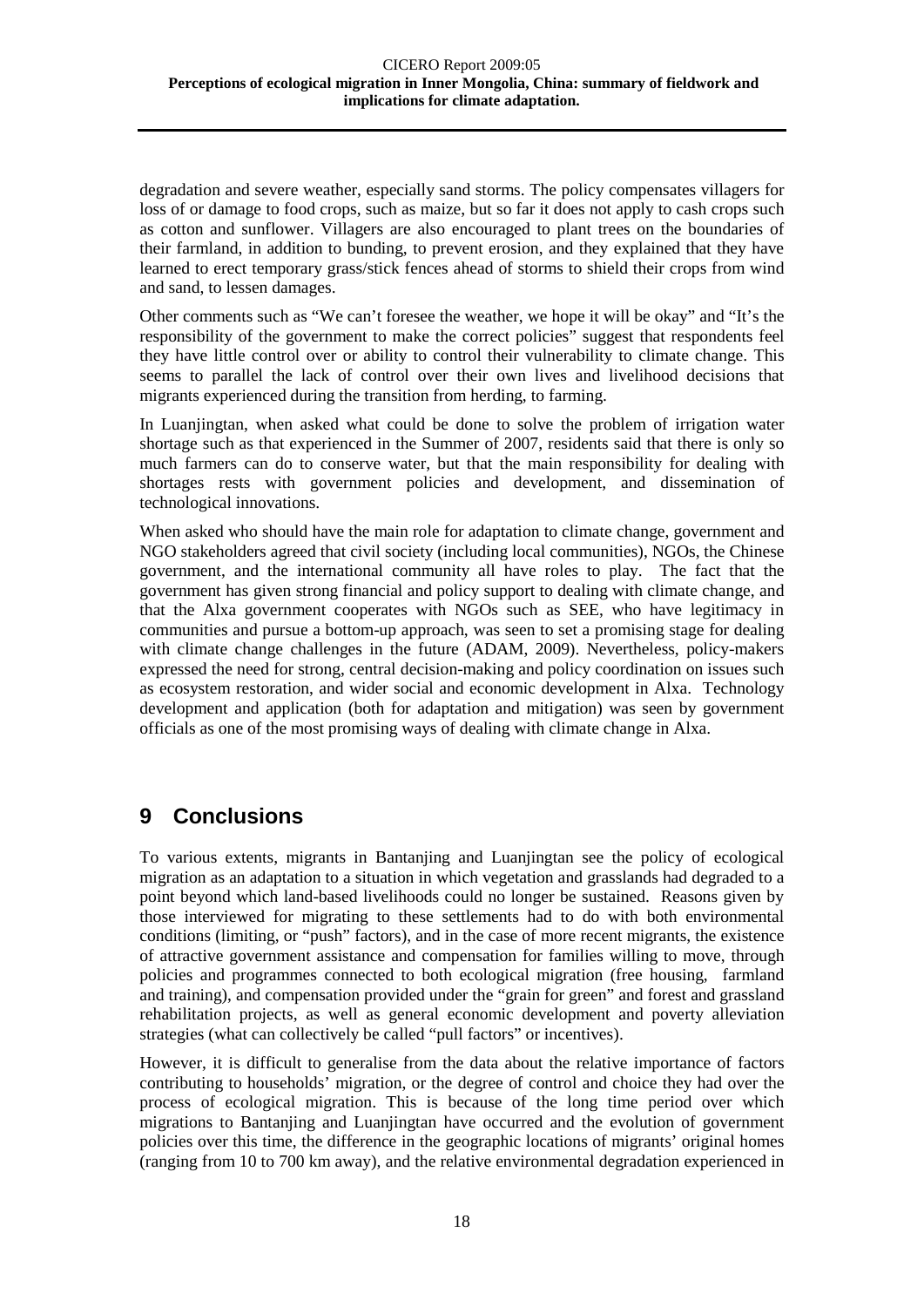degradation and severe weather, especially sand storms. The policy compensates villagers for loss of or damage to food crops, such as maize, but so far it does not apply to cash crops such as cotton and sunflower. Villagers are also encouraged to plant trees on the boundaries of their farmland, in addition to bunding, to prevent erosion, and they explained that they have learned to erect temporary grass/stick fences ahead of storms to shield their crops from wind and sand, to lessen damages.

Other comments such as "We can't foresee the weather, we hope it will be okay" and "It's the responsibility of the government to make the correct policies" suggest that respondents feel they have little control over or ability to control their vulnerability to climate change. This seems to parallel the lack of control over their own lives and livelihood decisions that migrants experienced during the transition from herding, to farming.

In Luanjingtan, when asked what could be done to solve the problem of irrigation water shortage such as that experienced in the Summer of 2007, residents said that there is only so much farmers can do to conserve water, but that the main responsibility for dealing with shortages rests with government policies and development, and dissemination of technological innovations.

When asked who should have the main role for adaptation to climate change, government and NGO stakeholders agreed that civil society (including local communities), NGOs, the Chinese government, and the international community all have roles to play. The fact that the government has given strong financial and policy support to dealing with climate change, and that the Alxa government cooperates with NGOs such as SEE, who have legitimacy in communities and pursue a bottom-up approach, was seen to set a promising stage for dealing with climate change challenges in the future (ADAM, 2009). Nevertheless, policy-makers expressed the need for strong, central decision-making and policy coordination on issues such as ecosystem restoration, and wider social and economic development in Alxa. Technology development and application (both for adaptation and mitigation) was seen by government officials as one of the most promising ways of dealing with climate change in Alxa.

# 9 Conclusions

To various extents, migrants in Bantanjing and Luanjingtan see the policy of ecological migration as an adaptation to a situation in which vegetation and grasslands had degraded to a point beyond which land-based livelihoods could no longer be sustained. Reasons given by those interviewed for migrating to these settlements had to do with both environmental conditions (limiting, or "push" factors), and in the case of more recent migrants, the existence of attractive government assistance and compensation for families willing to move, through policies and programmes connected to both ecological migration (free housing, farmland and training), and compensation provided under the "grain for green" and forest and grassland rehabilitation projects, as well as general economic development and poverty alleviation strategies (what can collectively be called "pull factors" or incentives).

However, it is difficult to generalise from the data about the relative importance of factors contributing to households' migration, or the degree of control and choice they had over the process of ecological migration. This is because of the long time period over which migrations to Bantanjing and Luanjingtan have occurred and the evolution of government policies over this time, the difference in the geographic locations of migrants' original homes (ranging from 10 to 700 km away), and the relative environmental degradation experienced in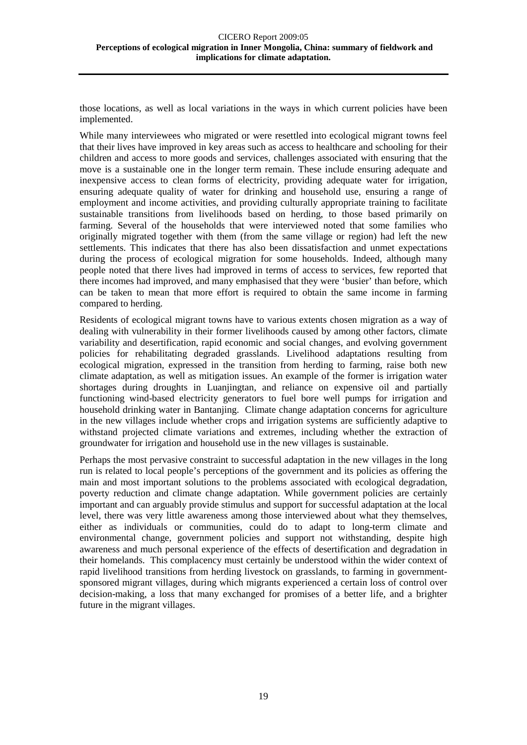those locations, as well as local variations in the ways in which current policies have been implemented.

While many interviewees who migrated or were resettled into ecological migrant towns feel that their lives have improved in key areas such as access to healthcare and schooling for their children and access to more goods and services, challenges associated with ensuring that the move is a sustainable one in the longer term remain. These include ensuring adequate and inexpensive access to clean forms of electricity, providing adequate water for irrigation, ensuring adequate quality of water for drinking and household use, ensuring a range of employment and income activities, and providing culturally appropriate training to facilitate sustainable transitions from livelihoods based on herding, to those based primarily on farming. Several of the households that were interviewed noted that some families who originally migrated together with them (from the same village or region) had left the new settlements. This indicates that there has also been dissatisfaction and unmet expectations during the process of ecological migration for some households. Indeed, although many people noted that there lives had improved in terms of access to services, few reported that there incomes had improved, and many emphasised that they were 'busier' than before, which can be taken to mean that more effort is required to obtain the same income in farming compared to herding.

Residents of ecological migrant towns have to various extents chosen migration as a way of dealing with vulnerability in their former livelihoods caused by among other factors, climate variability and desertification, rapid economic and social changes, and evolving government policies for rehabilitating degraded grasslands. Livelihood adaptations resulting from ecological migration, expressed in the transition from herding to farming, raise both new climate adaptation, as well as mitigation issues. An example of the former is irrigation water shortages during droughts in Luanjingtan, and reliance on expensive oil and partially functioning wind-based electricity generators to fuel bore well pumps for irrigation and household drinking water in Bantanjing. Climate change adaptation concerns for agriculture in the new villages include whether crops and irrigation systems are sufficiently adaptive to withstand projected climate variations and extremes, including whether the extraction of groundwater for irrigation and household use in the new villages is sustainable.

Perhaps the most pervasive constraint to successful adaptation in the new villages in the long run is related to local people's perceptions of the government and its policies as offering the main and most important solutions to the problems associated with ecological degradation, poverty reduction and climate change adaptation. While government policies are certainly important and can arguably provide stimulus and support for successful adaptation at the local level, there was very little awareness among those interviewed about what they themselves, either as individuals or communities, could do to adapt to long-term climate and environmental change, government policies and support not withstanding, despite high awareness and much personal experience of the effects of desertification and degradation in their homelands. This complacency must certainly be understood within the wider context of rapid livelihood transitions from herding livestock on grasslands, to farming in government-sponsored migrant villages, during which migrants experienced a certain loss of control over decision-making, a loss that many exchanged for promises of a better life, and a brighter future in the migrant villages.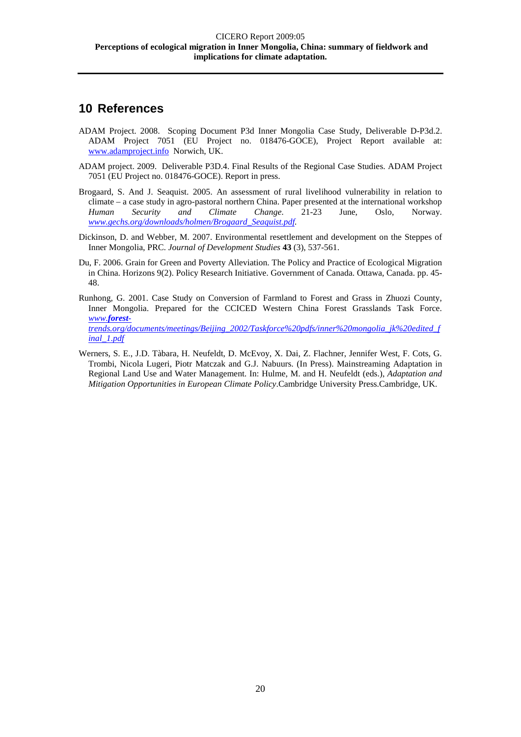## 10 References

ADAM Project. 2008. Scoping Document P3d Inner Mongolia Case Study, Deliverable D-P3d.2. ADAM Project 7051 (EU Project no. 018476-GOCE), Project Report available at: www.adamproject.info Norwich, UK.

ADAM project. 2009. Deliverable P3D.4. Final Results of the Regional Case Studies. ADAM Project 7051 (EU Project no. 018476-GOCE). Report in press.

Brogaard, S. And J. Seaquist. 2005. An assessment of rural livelihood vulnerability in relation to climate – a case study in agro-pastoral northern China. Paper presented at the international workshop *Human Security and Climate Change*. 21-23 June, Oslo, Norway. *www.gechs.org/downloads/holmen/Brogaard_Seaquist.pdf*.

Dickinson, D. and Webber, M. 2007. Environmental resettlement and development on the Steppes of Inner Mongolia, PRC. *Journal of Development Studies* **43** (3), 537-561.

Du, F. 2006. Grain for Green and Poverty Alleviation. The Policy and Practice of Ecological Migration in China. Horizons 9(2). Policy Research Initiative. Government of Canada. Ottawa, Canada. pp. 45-48.

Runhong, G. 2001. Case Study on Conversion of Farmland to Forest and Grass in Zhuozi County, Inner Mongolia. Prepared for the CCICED Western China Forest Grasslands Task Force. *www.forest-trends.org/documents/meetings/Beijing_2002/Taskforce%20pdfs/inner%20mongolia_jk%20edited_final_1.pdf*

Werners, S. E., J.D. Tàbara, H. Neufeldt, D. McEvoy, X. Dai, Z. Flachner, Jennifer West, F. Cots, G. Trombi, Nicola Lugeri, Piotr Matczak and G.J. Nabuurs. (In Press). Mainstreaming Adaptation in Regional Land Use and Water Management. In: Hulme, M. and H. Neufeldt (eds.), *Adaptation and Mitigation Opportunities in European Climate Policy*.Cambridge University Press.Cambridge, UK.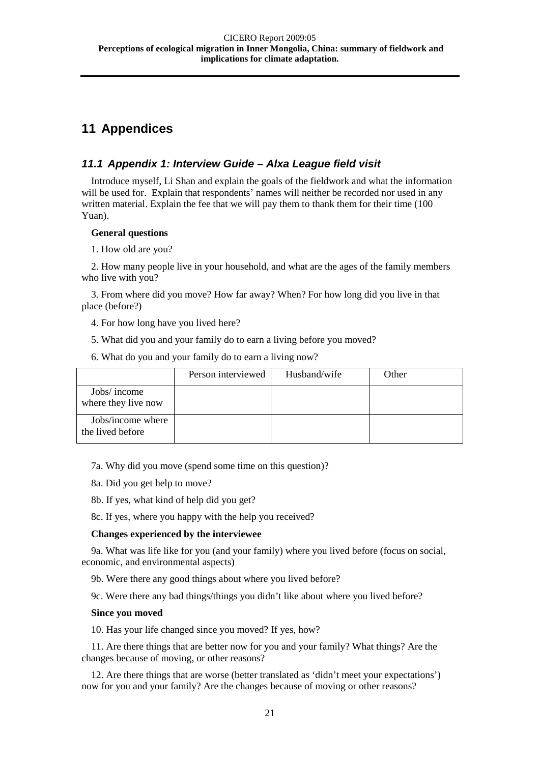# 11 Appendices

## *11.1 Appendix 1: Interview Guide – Alxa League field visit*

Introduce myself, Li Shan and explain the goals of the fieldwork and what the information will be used for. Explain that respondents' names will neither be recorded nor used in any written material. Explain the fee that we will pay them to thank them for their time (100 Yuan).

**General questions**

1. How old are you?

2. How many people live in your household, and what are the ages of the family members who live with you?

3. From where did you move? How far away? When? For how long did you live in that place (before?)

4. For how long have you lived here?

5. What did you and your family do to earn a living before you moved?

6. What do you and your family do to earn a living now?

| | Person interviewed | Husband/wife | Other |
|---|---|---|---|
| Jobs/ income where they live now | | | |
| Jobs/income where the lived before | | | |

7a. Why did you move (spend some time on this question)?

8a. Did you get help to move?

8b. If yes, what kind of help did you get?

8c. If yes, where you happy with the help you received?

**Changes experienced by the interviewee**

9a. What was life like for you (and your family) where you lived before (focus on social, economic, and environmental aspects)

9b. Were there any good things about where you lived before?

9c. Were there any bad things/things you didn't like about where you lived before?

**Since you moved**

10. Has your life changed since you moved? If yes, how?

11. Are there things that are better now for you and your family? What things? Are the changes because of moving, or other reasons?

12. Are there things that are worse (better translated as 'didn't meet your expectations') now for you and your family? Are the changes because of moving or other reasons?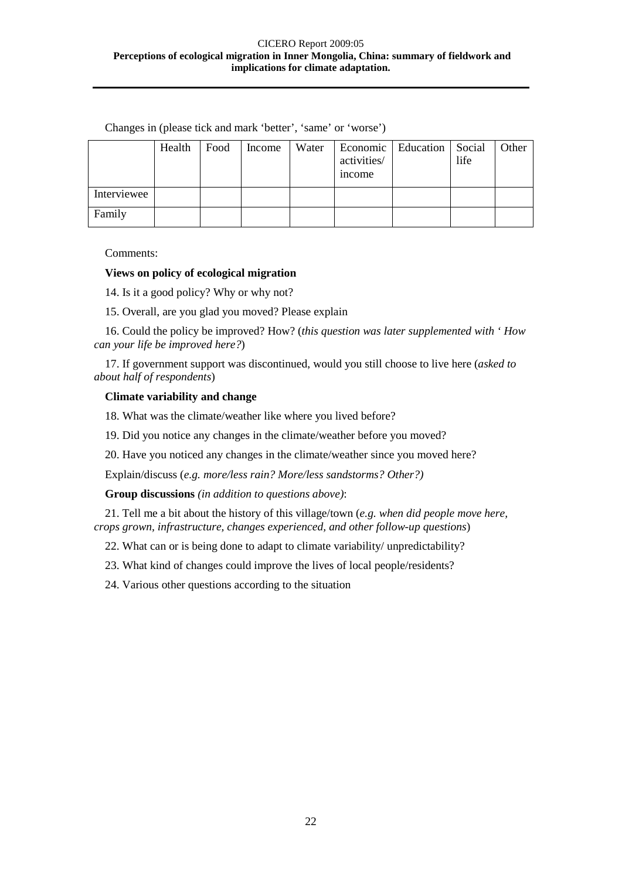Changes in (please tick and mark 'better', 'same' or 'worse')

| | Health | Food | Income | Water | Economic activities/ income | Education | Social life | Other |
|---|---|---|---|---|---|---|---|---|
| Interviewee | | | | | | | | |
| Family | | | | | | | | |

Comments:

**Views on policy of ecological migration**

14. Is it a good policy? Why or why not?

15. Overall, are you glad you moved? Please explain

16. Could the policy be improved? How? (*this question was later supplemented with ' How can your life be improved here?*)

17. If government support was discontinued, would you still choose to live here (*asked to about half of respondents*)

**Climate variability and change**

18. What was the climate/weather like where you lived before?

19. Did you notice any changes in the climate/weather before you moved?

20. Have you noticed any changes in the climate/weather since you moved here?

Explain/discuss (*e.g. more/less rain? More/less sandstorms? Other?)*

**Group discussions** *(in addition to questions above)*:

21. Tell me a bit about the history of this village/town (*e.g. when did people move here, crops grown, infrastructure, changes experienced, and other follow-up questions*)

22. What can or is being done to adapt to climate variability/ unpredictability?

23. What kind of changes could improve the lives of local people/residents?

24. Various other questions according to the situation